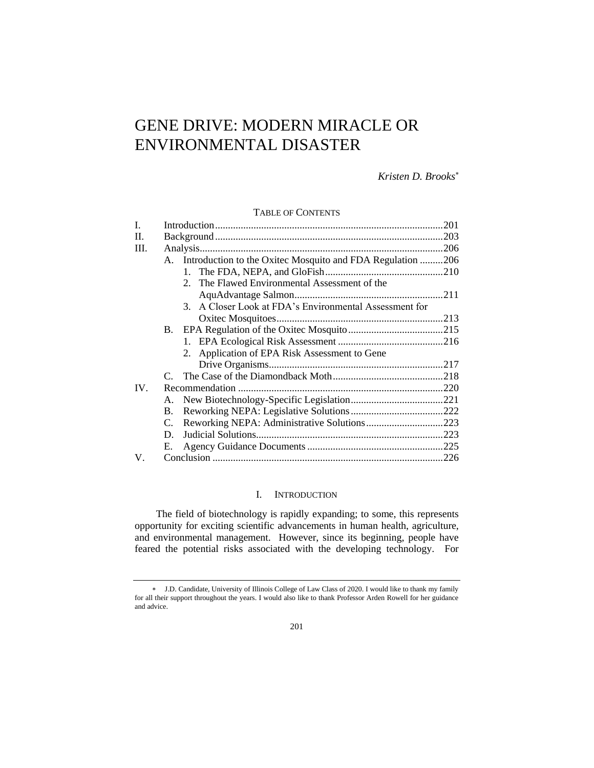# GENE DRIVE: MODERN MIRACLE OR ENVIRONMENTAL DISASTER

*Kristen D. Brooks*[*]

TABLE OF CONTENTS

| | | |
|---|---|---|
| I. | Introduction | 201 |
| II. | Background | 203 |
| III. | Analysis | 206 |
| | A. Introduction to the Oxitec Mosquito and FDA Regulation | 206 |
| | 1. The FDA, NEPA, and GloFish | 210 |
| | 2. The Flawed Environmental Assessment of the AquAdvantage Salmon | 211 |
| | 3. A Closer Look at FDA's Environmental Assessment for Oxitec Mosquitoes | 213 |
| | B. EPA Regulation of the Oxitec Mosquito | 215 |
| | 1. EPA Ecological Risk Assessment | 216 |
| | 2. Application of EPA Risk Assessment to Gene Drive Organisms | 217 |
| | C. The Case of the Diamondback Moth | 218 |
| IV. | Recommendation | 220 |
| | A. New Biotechnology-Specific Legislation | 221 |
| | B. Reworking NEPA: Legislative Solutions | 222 |
| | C. Reworking NEPA: Administrative Solutions | 223 |
| | D. Judicial Solutions | 223 |
| | E. Agency Guidance Documents | 225 |
| V. | Conclusion | 226 |

## I. INTRODUCTION

The field of biotechnology is rapidly expanding; to some, this represents opportunity for exciting scientific advancements in human health, agriculture, and environmental management. However, since its beginning, people have feared the potential risks associated with the developing technology. For

[*] J.D. Candidate, University of Illinois College of Law Class of 2020. I would like to thank my family for all their support throughout the years. I would also like to thank Professor Arden Rowell for her guidance and advice.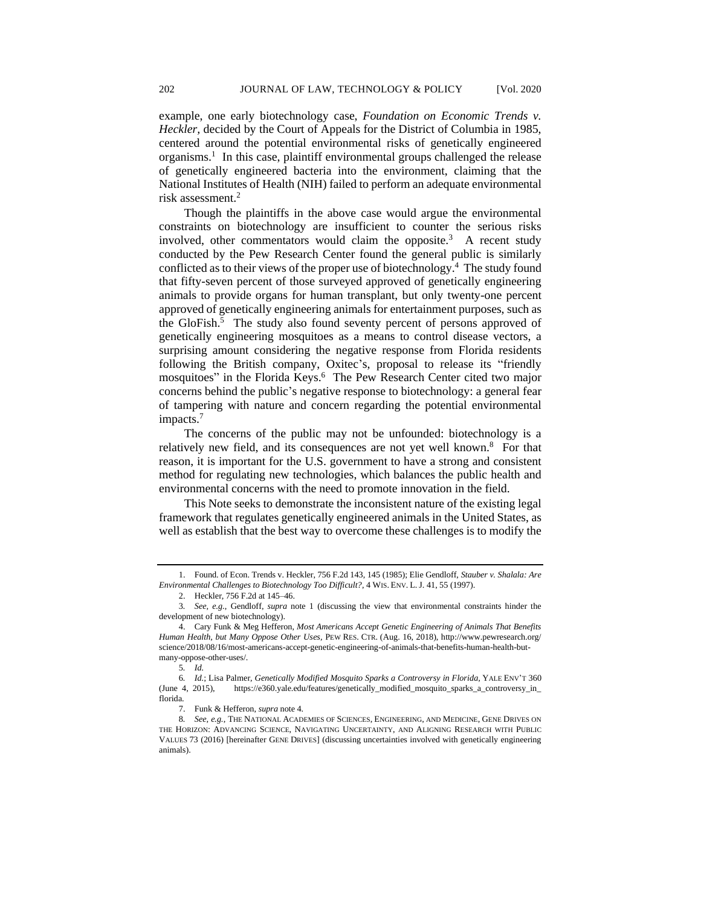example, one early biotechnology case, *Foundation on Economic Trends v. Heckler*, decided by the Court of Appeals for the District of Columbia in 1985, centered around the potential environmental risks of genetically engineered organisms.[1] In this case, plaintiff environmental groups challenged the release of genetically engineered bacteria into the environment, claiming that the National Institutes of Health (NIH) failed to perform an adequate environmental risk assessment.[2]

Though the plaintiffs in the above case would argue the environmental constraints on biotechnology are insufficient to counter the serious risks involved, other commentators would claim the opposite.[3] A recent study conducted by the Pew Research Center found the general public is similarly conflicted as to their views of the proper use of biotechnology.[4] The study found that fifty-seven percent of those surveyed approved of genetically engineering animals to provide organs for human transplant, but only twenty-one percent approved of genetically engineering animals for entertainment purposes, such as the GloFish.[5] The study also found seventy percent of persons approved of genetically engineering mosquitoes as a means to control disease vectors, a surprising amount considering the negative response from Florida residents following the British company, Oxitec's, proposal to release its "friendly mosquitoes" in the Florida Keys.[6] The Pew Research Center cited two major concerns behind the public's negative response to biotechnology: a general fear of tampering with nature and concern regarding the potential environmental impacts.[7]

The concerns of the public may not be unfounded: biotechnology is a relatively new field, and its consequences are not yet well known.[8] For that reason, it is important for the U.S. government to have a strong and consistent method for regulating new technologies, which balances the public health and environmental concerns with the need to promote innovation in the field.

This Note seeks to demonstrate the inconsistent nature of the existing legal framework that regulates genetically engineered animals in the United States, as well as establish that the best way to overcome these challenges is to modify the

---

1. Found. of Econ. Trends v. Heckler, 756 F.2d 143, 145 (1985); Elie Gendloff, *Stauber v. Shalala: Are Environmental Challenges to Biotechnology Too Difficult?*, 4 WIS. ENV. L. J. 41, 55 (1997).

2. Heckler, 756 F.2d at 145–46.

3. *See, e.g.*, Gendloff, *supra* note 1 (discussing the view that environmental constraints hinder the development of new biotechnology).

4. Cary Funk & Meg Hefferon, *Most Americans Accept Genetic Engineering of Animals That Benefits Human Health, but Many Oppose Other Uses*, PEW RES. CTR. (Aug. 16, 2018), http://www.pewresearch.org/science/2018/08/16/most-americans-accept-genetic-engineering-of-animals-that-benefits-human-health-but-many-oppose-other-uses/.

5. *Id.*

6. *Id.*; Lisa Palmer, *Genetically Modified Mosquito Sparks a Controversy in Florida*, YALE ENV'T 360 (June 4, 2015), https://e360.yale.edu/features/genetically_modified_mosquito_sparks_a_controversy_in_florida.

7. Funk & Hefferon, *supra* note 4.

8. *See, e.g.*, THE NATIONAL ACADEMIES OF SCIENCES, ENGINEERING, AND MEDICINE, GENE DRIVES ON THE HORIZON: ADVANCING SCIENCE, NAVIGATING UNCERTAINTY, AND ALIGNING RESEARCH WITH PUBLIC VALUES 73 (2016) [hereinafter GENE DRIVES] (discussing uncertainties involved with genetically engineering animals).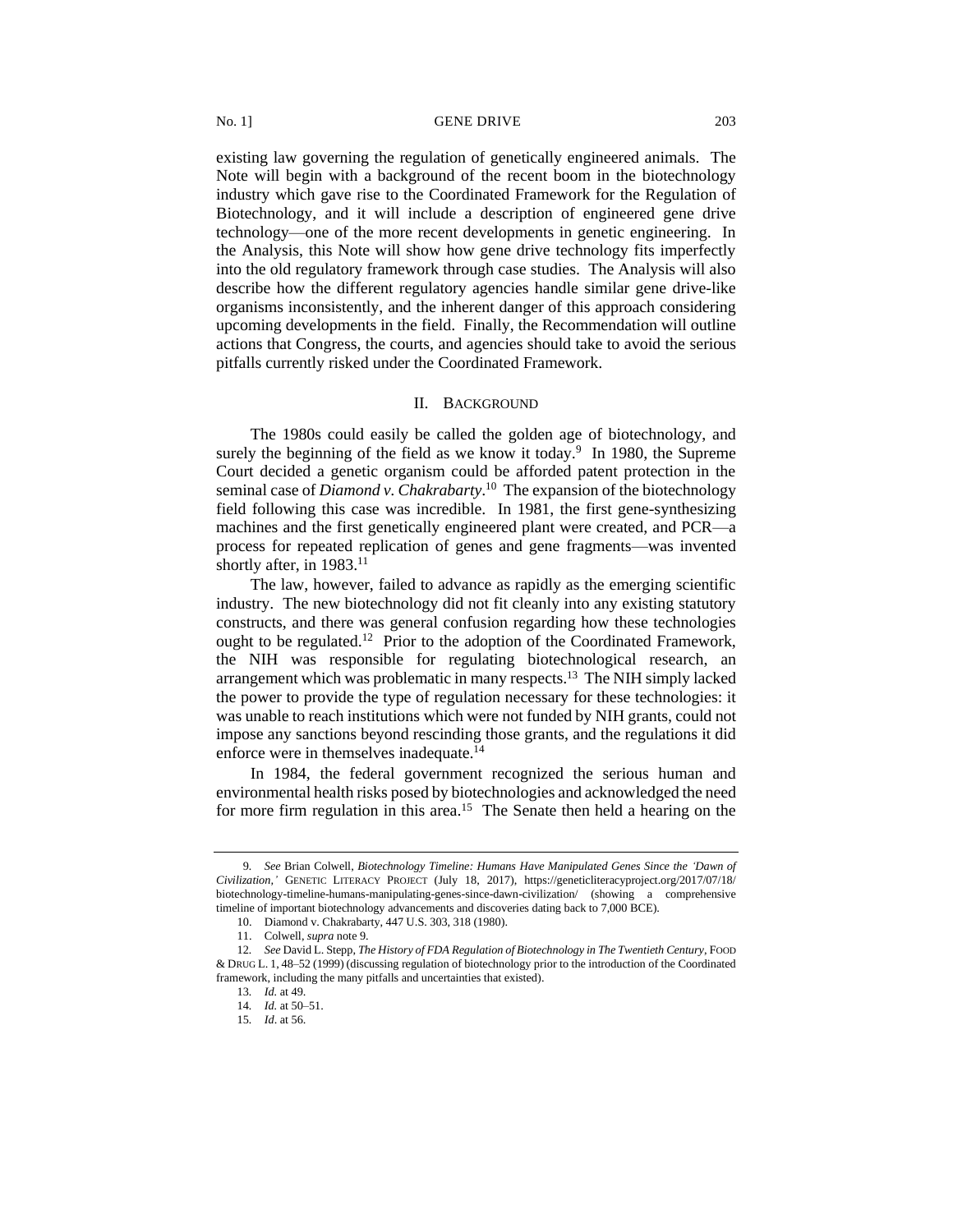existing law governing the regulation of genetically engineered animals. The Note will begin with a background of the recent boom in the biotechnology industry which gave rise to the Coordinated Framework for the Regulation of Biotechnology, and it will include a description of engineered gene drive technology—one of the more recent developments in genetic engineering. In the Analysis, this Note will show how gene drive technology fits imperfectly into the old regulatory framework through case studies. The Analysis will also describe how the different regulatory agencies handle similar gene drive-like organisms inconsistently, and the inherent danger of this approach considering upcoming developments in the field. Finally, the Recommendation will outline actions that Congress, the courts, and agencies should take to avoid the serious pitfalls currently risked under the Coordinated Framework.

## II. BACKGROUND

The 1980s could easily be called the golden age of biotechnology, and surely the beginning of the field as we know it today.[9] In 1980, the Supreme Court decided a genetic organism could be afforded patent protection in the seminal case of *Diamond v. Chakrabarty*.[10] The expansion of the biotechnology field following this case was incredible. In 1981, the first gene-synthesizing machines and the first genetically engineered plant were created, and PCR—a process for repeated replication of genes and gene fragments—was invented shortly after, in 1983.[11]

The law, however, failed to advance as rapidly as the emerging scientific industry. The new biotechnology did not fit cleanly into any existing statutory constructs, and there was general confusion regarding how these technologies ought to be regulated.[12] Prior to the adoption of the Coordinated Framework, the NIH was responsible for regulating biotechnological research, an arrangement which was problematic in many respects.[13] The NIH simply lacked the power to provide the type of regulation necessary for these technologies: it was unable to reach institutions which were not funded by NIH grants, could not impose any sanctions beyond rescinding those grants, and the regulations it did enforce were in themselves inadequate.[14]

In 1984, the federal government recognized the serious human and environmental health risks posed by biotechnologies and acknowledged the need for more firm regulation in this area.[15] The Senate then held a hearing on the

---

9. *See* Brian Colwell, *Biotechnology Timeline: Humans Have Manipulated Genes Since the 'Dawn of Civilization,'* GENETIC LITERACY PROJECT (July 18, 2017), https://geneticliteracyproject.org/2017/07/18/biotechnology-timeline-humans-manipulating-genes-since-dawn-civilization/ (showing a comprehensive timeline of important biotechnology advancements and discoveries dating back to 7,000 BCE).

10. Diamond v. Chakrabarty, 447 U.S. 303, 318 (1980).

11. Colwell, *supra* note 9.

12. *See* David L. Stepp, *The History of FDA Regulation of Biotechnology in The Twentieth Century*, FOOD & DRUG L. 1, 48–52 (1999) (discussing regulation of biotechnology prior to the introduction of the Coordinated framework, including the many pitfalls and uncertainties that existed).

13. *Id.* at 49.

14. *Id.* at 50–51.

15. *Id*. at 56.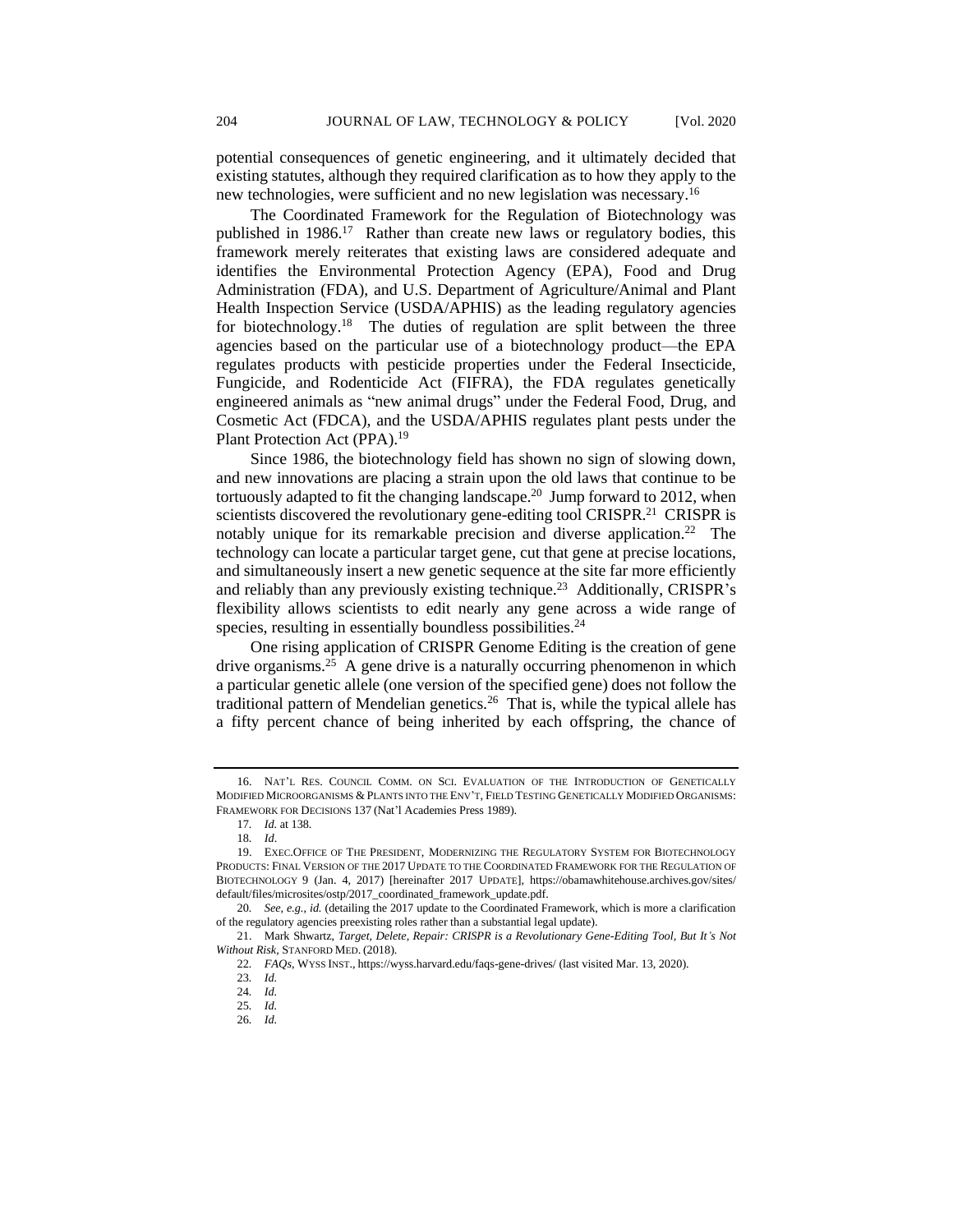potential consequences of genetic engineering, and it ultimately decided that existing statutes, although they required clarification as to how they apply to the new technologies, were sufficient and no new legislation was necessary.[16]

The Coordinated Framework for the Regulation of Biotechnology was published in 1986.[17] Rather than create new laws or regulatory bodies, this framework merely reiterates that existing laws are considered adequate and identifies the Environmental Protection Agency (EPA), Food and Drug Administration (FDA), and U.S. Department of Agriculture/Animal and Plant Health Inspection Service (USDA/APHIS) as the leading regulatory agencies for biotechnology.[18] The duties of regulation are split between the three agencies based on the particular use of a biotechnology product—the EPA regulates products with pesticide properties under the Federal Insecticide, Fungicide, and Rodenticide Act (FIFRA), the FDA regulates genetically engineered animals as "new animal drugs" under the Federal Food, Drug, and Cosmetic Act (FDCA), and the USDA/APHIS regulates plant pests under the Plant Protection Act (PPA).[19]

Since 1986, the biotechnology field has shown no sign of slowing down, and new innovations are placing a strain upon the old laws that continue to be tortuously adapted to fit the changing landscape.[20] Jump forward to 2012, when scientists discovered the revolutionary gene-editing tool CRISPR.[21] CRISPR is notably unique for its remarkable precision and diverse application.[22] The technology can locate a particular target gene, cut that gene at precise locations, and simultaneously insert a new genetic sequence at the site far more efficiently and reliably than any previously existing technique.[23] Additionally, CRISPR's flexibility allows scientists to edit nearly any gene across a wide range of species, resulting in essentially boundless possibilities.[24]

One rising application of CRISPR Genome Editing is the creation of gene drive organisms.[25] A gene drive is a naturally occurring phenomenon in which a particular genetic allele (one version of the specified gene) does not follow the traditional pattern of Mendelian genetics.[26] That is, while the typical allele has a fifty percent chance of being inherited by each offspring, the chance of

---

16. NAT'L RES. COUNCIL COMM. ON SCI. EVALUATION OF THE INTRODUCTION OF GENETICALLY MODIFIED MICROORGANISMS & PLANTS INTO THE ENV'T, FIELD TESTING GENETICALLY MODIFIED ORGANISMS: FRAMEWORK FOR DECISIONS 137 (Nat'l Academies Press 1989).

17. *Id.* at 138.

18. *Id.*

19. EXEC.OFFICE OF THE PRESIDENT, MODERNIZING THE REGULATORY SYSTEM FOR BIOTECHNOLOGY PRODUCTS: FINAL VERSION OF THE 2017 UPDATE TO THE COORDINATED FRAMEWORK FOR THE REGULATION OF BIOTECHNOLOGY 9 (Jan. 4, 2017) [hereinafter 2017 UPDATE], https://obamawhitehouse.archives.gov/sites/default/files/microsites/ostp/2017_coordinated_framework_update.pdf.

20. *See, e.g.*, *id.* (detailing the 2017 update to the Coordinated Framework, which is more a clarification of the regulatory agencies preexisting roles rather than a substantial legal update).

21. Mark Shwartz, *Target, Delete, Repair: CRISPR is a Revolutionary Gene-Editing Tool, But It's Not Without Risk*, STANFORD MED. (2018).

22. *FAQs*, WYSS INST., https://wyss.harvard.edu/faqs-gene-drives/ (last visited Mar. 13, 2020).

23. *Id.*

24. *Id.*

25. *Id.*

26. *Id.*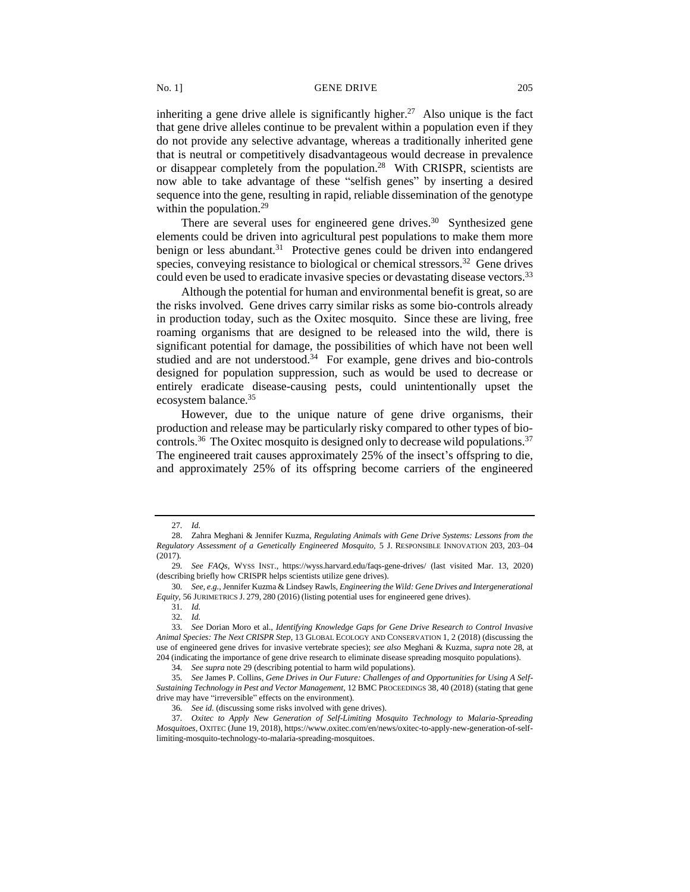inheriting a gene drive allele is significantly higher.[27] Also unique is the fact that gene drive alleles continue to be prevalent within a population even if they do not provide any selective advantage, whereas a traditionally inherited gene that is neutral or competitively disadvantageous would decrease in prevalence or disappear completely from the population.[28] With CRISPR, scientists are now able to take advantage of these "selfish genes" by inserting a desired sequence into the gene, resulting in rapid, reliable dissemination of the genotype within the population.[29]

There are several uses for engineered gene drives.[30] Synthesized gene elements could be driven into agricultural pest populations to make them more benign or less abundant.[31] Protective genes could be driven into endangered species, conveying resistance to biological or chemical stressors.[32] Gene drives could even be used to eradicate invasive species or devastating disease vectors.[33]

Although the potential for human and environmental benefit is great, so are the risks involved. Gene drives carry similar risks as some bio-controls already in production today, such as the Oxitec mosquito. Since these are living, free roaming organisms that are designed to be released into the wild, there is significant potential for damage, the possibilities of which have not been well studied and are not understood.[34] For example, gene drives and bio-controls designed for population suppression, such as would be used to decrease or entirely eradicate disease-causing pests, could unintentionally upset the ecosystem balance.[35]

However, due to the unique nature of gene drive organisms, their production and release may be particularly risky compared to other types of bio-controls.[36] The Oxitec mosquito is designed only to decrease wild populations.[37] The engineered trait causes approximately 25% of the insect's offspring to die, and approximately 25% of its offspring become carriers of the engineered

---

27. *Id.*

28. Zahra Meghani & Jennifer Kuzma, *Regulating Animals with Gene Drive Systems: Lessons from the Regulatory Assessment of a Genetically Engineered Mosquito*, 5 J. RESPONSIBLE INNOVATION 203, 203–04 (2017).

29. *See FAQs*, WYSS INST., https://wyss.harvard.edu/faqs-gene-drives/ (last visited Mar. 13, 2020) (describing briefly how CRISPR helps scientists utilize gene drives).

30. *See, e.g.*, Jennifer Kuzma & Lindsey Rawls, *Engineering the Wild: Gene Drives and Intergenerational Equity*, 56 JURIMETRICS J. 279, 280 (2016) (listing potential uses for engineered gene drives).

31. *Id.*

32. *Id.*

33. *See* Dorian Moro et al., *Identifying Knowledge Gaps for Gene Drive Research to Control Invasive Animal Species: The Next CRISPR Step*, 13 GLOBAL ECOLOGY AND CONSERVATION 1, 2 (2018) (discussing the use of engineered gene drives for invasive vertebrate species); *see also* Meghani & Kuzma, *supra* note 28, at 204 (indicating the importance of gene drive research to eliminate disease spreading mosquito populations).

34. *See supra* note 29 (describing potential to harm wild populations).

35. *See* James P. Collins, *Gene Drives in Our Future: Challenges of and Opportunities for Using A Self-Sustaining Technology in Pest and Vector Management*, 12 BMC PROCEEDINGS 38, 40 (2018) (stating that gene drive may have "irreversible" effects on the environment).

36. *See id.* (discussing some risks involved with gene drives).

37. *Oxitec to Apply New Generation of Self-Limiting Mosquito Technology to Malaria-Spreading Mosquitoes*, OXITEC (June 19, 2018), https://www.oxitec.com/en/news/oxitec-to-apply-new-generation-of-self-limiting-mosquito-technology-to-malaria-spreading-mosquitoes.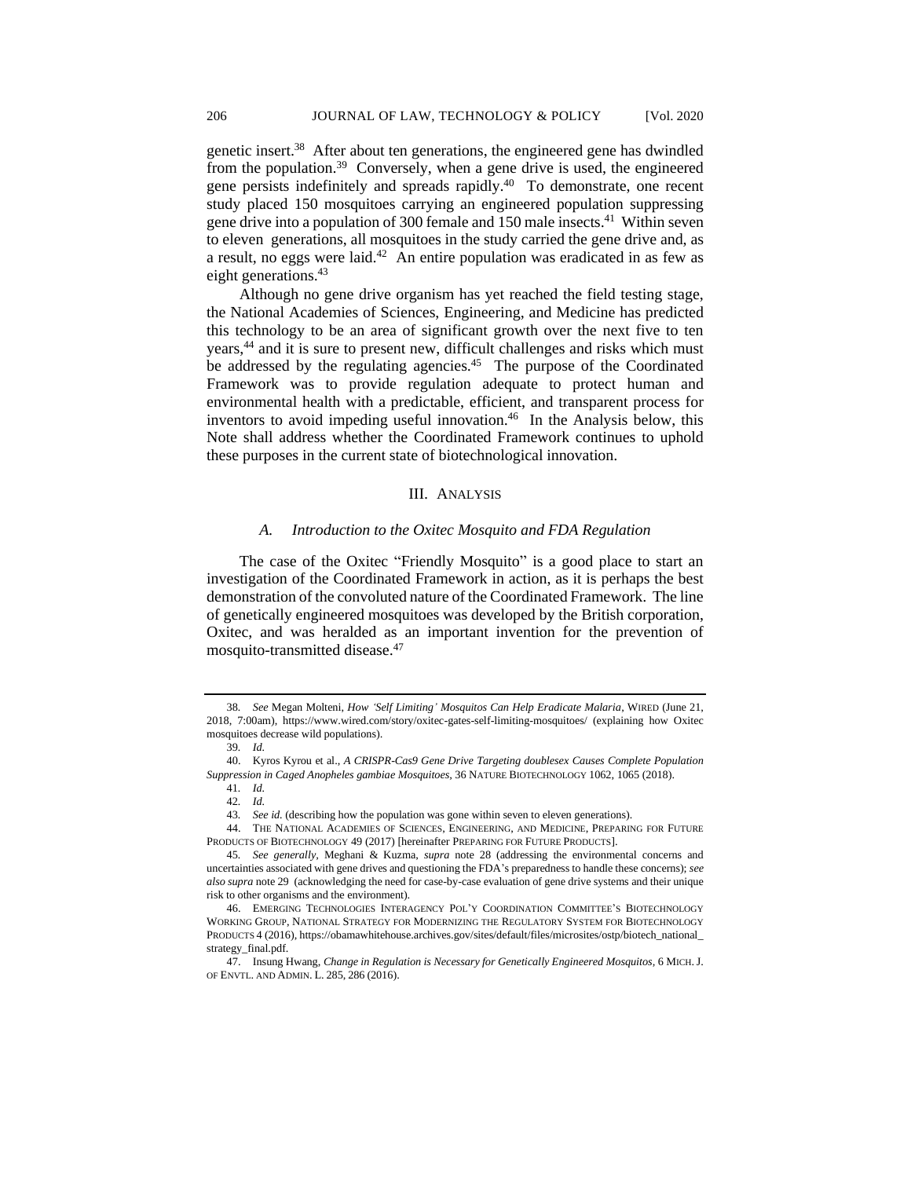genetic insert.[38] After about ten generations, the engineered gene has dwindled from the population.[39] Conversely, when a gene drive is used, the engineered gene persists indefinitely and spreads rapidly.[40] To demonstrate, one recent study placed 150 mosquitoes carrying an engineered population suppressing gene drive into a population of 300 female and 150 male insects.[41] Within seven to eleven generations, all mosquitoes in the study carried the gene drive and, as a result, no eggs were laid.[42] An entire population was eradicated in as few as eight generations.[43]

Although no gene drive organism has yet reached the field testing stage, the National Academies of Sciences, Engineering, and Medicine has predicted this technology to be an area of significant growth over the next five to ten years,[44] and it is sure to present new, difficult challenges and risks which must be addressed by the regulating agencies.[45] The purpose of the Coordinated Framework was to provide regulation adequate to protect human and environmental health with a predictable, efficient, and transparent process for inventors to avoid impeding useful innovation.[46] In the Analysis below, this Note shall address whether the Coordinated Framework continues to uphold these purposes in the current state of biotechnological innovation.

## III. ANALYSIS

### *A. Introduction to the Oxitec Mosquito and FDA Regulation*

The case of the Oxitec "Friendly Mosquito" is a good place to start an investigation of the Coordinated Framework in action, as it is perhaps the best demonstration of the convoluted nature of the Coordinated Framework. The line of genetically engineered mosquitoes was developed by the British corporation, Oxitec, and was heralded as an important invention for the prevention of mosquito-transmitted disease.[47]

---

38. *See* Megan Molteni, *How 'Self Limiting' Mosquitos Can Help Eradicate Malaria*, WIRED (June 21, 2018, 7:00am), https://www.wired.com/story/oxitec-gates-self-limiting-mosquitoes/ (explaining how Oxitec mosquitoes decrease wild populations).

39. *Id.*

40. Kyros Kyrou et al., *A CRISPR-Cas9 Gene Drive Targeting doublesex Causes Complete Population Suppression in Caged Anopheles gambiae Mosquitoes*, 36 NATURE BIOTECHNOLOGY 1062, 1065 (2018).

41. *Id.*

42. *Id.*

43. *See id.* (describing how the population was gone within seven to eleven generations).

44. THE NATIONAL ACADEMIES OF SCIENCES, ENGINEERING, AND MEDICINE, PREPARING FOR FUTURE PRODUCTS OF BIOTECHNOLOGY 49 (2017) [hereinafter PREPARING FOR FUTURE PRODUCTS].

45. *See generally*, Meghani & Kuzma, *supra* note 28 (addressing the environmental concerns and uncertainties associated with gene drives and questioning the FDA's preparedness to handle these concerns); *see also supra* note 29 (acknowledging the need for case-by-case evaluation of gene drive systems and their unique risk to other organisms and the environment).

46. EMERGING TECHNOLOGIES INTERAGENCY POL'Y COORDINATION COMMITTEE'S BIOTECHNOLOGY WORKING GROUP, NATIONAL STRATEGY FOR MODERNIZING THE REGULATORY SYSTEM FOR BIOTECHNOLOGY PRODUCTS 4 (2016), https://obamawhitehouse.archives.gov/sites/default/files/microsites/ostp/biotech_national_strategy_final.pdf.

47. Insung Hwang, *Change in Regulation is Necessary for Genetically Engineered Mosquitos*, 6 MICH. J. OF ENVTL. AND ADMIN. L. 285, 286 (2016).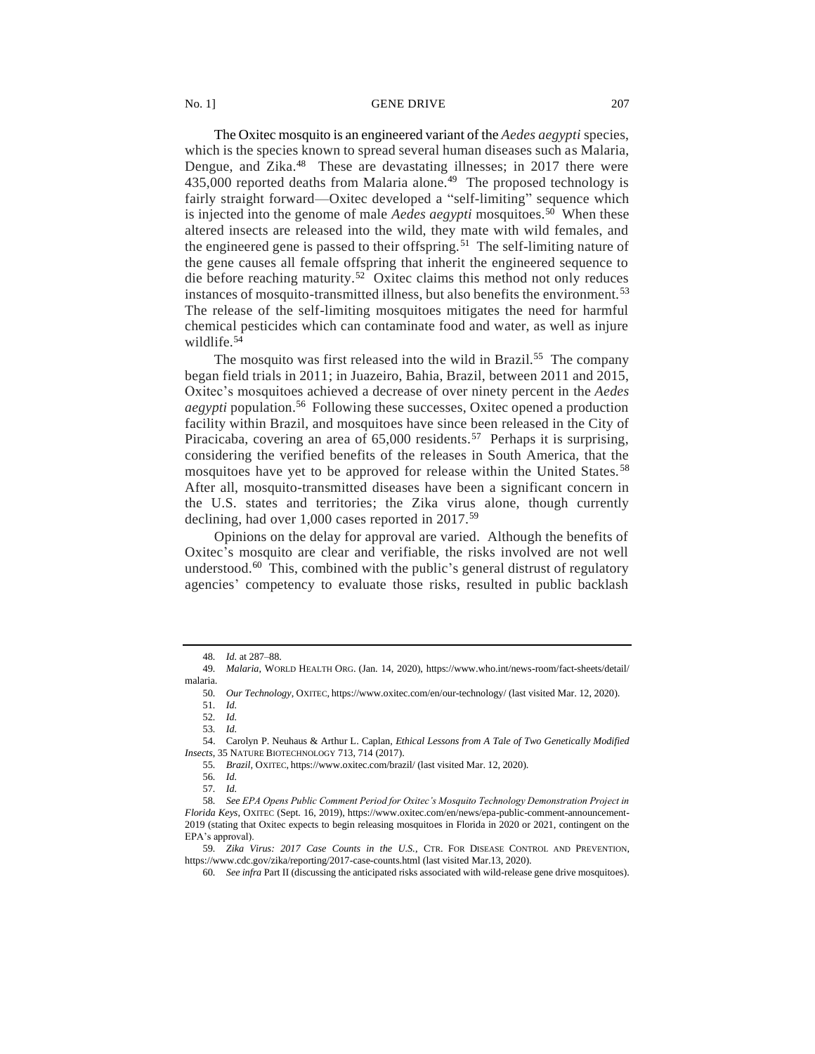The Oxitec mosquito is an engineered variant of the *Aedes aegypti* species, which is the species known to spread several human diseases such as Malaria, Dengue, and Zika.[48] These are devastating illnesses; in 2017 there were 435,000 reported deaths from Malaria alone.[49] The proposed technology is fairly straight forward—Oxitec developed a "self-limiting" sequence which is injected into the genome of male *Aedes aegypti* mosquitoes.[50] When these altered insects are released into the wild, they mate with wild females, and the engineered gene is passed to their offspring.[51] The self-limiting nature of the gene causes all female offspring that inherit the engineered sequence to die before reaching maturity.[52] Oxitec claims this method not only reduces instances of mosquito-transmitted illness, but also benefits the environment.[53] The release of the self-limiting mosquitoes mitigates the need for harmful chemical pesticides which can contaminate food and water, as well as injure wildlife.[54]

The mosquito was first released into the wild in Brazil.[55] The company began field trials in 2011; in Juazeiro, Bahia, Brazil, between 2011 and 2015, Oxitec's mosquitoes achieved a decrease of over ninety percent in the *Aedes aegypti* population.[56] Following these successes, Oxitec opened a production facility within Brazil, and mosquitoes have since been released in the City of Piracicaba, covering an area of 65,000 residents.[57] Perhaps it is surprising, considering the verified benefits of the releases in South America, that the mosquitoes have yet to be approved for release within the United States.[58] After all, mosquito-transmitted diseases have been a significant concern in the U.S. states and territories; the Zika virus alone, though currently declining, had over 1,000 cases reported in 2017.[59]

Opinions on the delay for approval are varied. Although the benefits of Oxitec's mosquito are clear and verifiable, the risks involved are not well understood.[60] This, combined with the public's general distrust of regulatory agencies' competency to evaluate those risks, resulted in public backlash

---

48. *Id.* at 287–88.

49. *Malaria*, WORLD HEALTH ORG. (Jan. 14, 2020), https://www.who.int/news-room/fact-sheets/detail/malaria.

50. *Our Technology*, OXITEC, https://www.oxitec.com/en/our-technology/ (last visited Mar. 12, 2020).

51. *Id.*

52. *Id.*

53. *Id.*

54. Carolyn P. Neuhaus & Arthur L. Caplan, *Ethical Lessons from A Tale of Two Genetically Modified Insects*, 35 NATURE BIOTECHNOLOGY 713, 714 (2017).

55. *Brazil*, OXITEC, https://www.oxitec.com/brazil/ (last visited Mar. 12, 2020).

56. *Id.*

57. *Id.*

58. *See EPA Opens Public Comment Period for Oxitec's Mosquito Technology Demonstration Project in Florida Keys*, OXITEC (Sept. 16, 2019), https://www.oxitec.com/en/news/epa-public-comment-announcement-2019 (stating that Oxitec expects to begin releasing mosquitoes in Florida in 2020 or 2021, contingent on the EPA's approval).

59. *Zika Virus: 2017 Case Counts in the U.S.*, CTR. FOR DISEASE CONTROL AND PREVENTION, https://www.cdc.gov/zika/reporting/2017-case-counts.html (last visited Mar.13, 2020).

60. *See infra* Part II (discussing the anticipated risks associated with wild-release gene drive mosquitoes).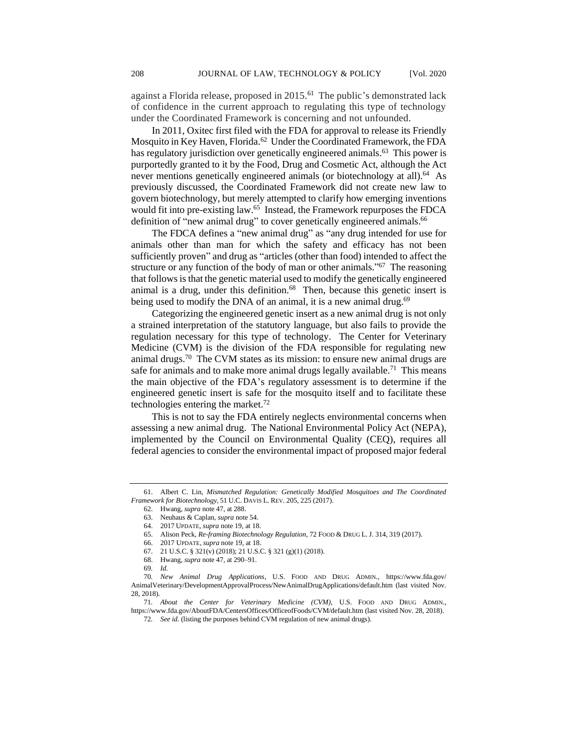against a Florida release, proposed in 2015.[61] The public's demonstrated lack of confidence in the current approach to regulating this type of technology under the Coordinated Framework is concerning and not unfounded.

In 2011, Oxitec first filed with the FDA for approval to release its Friendly Mosquito in Key Haven, Florida.[62] Under the Coordinated Framework, the FDA has regulatory jurisdiction over genetically engineered animals.[63] This power is purportedly granted to it by the Food, Drug and Cosmetic Act, although the Act never mentions genetically engineered animals (or biotechnology at all).[64] As previously discussed, the Coordinated Framework did not create new law to govern biotechnology, but merely attempted to clarify how emerging inventions would fit into pre-existing law.[65] Instead, the Framework repurposes the FDCA definition of "new animal drug" to cover genetically engineered animals.[66]

The FDCA defines a "new animal drug" as "any drug intended for use for animals other than man for which the safety and efficacy has not been sufficiently proven" and drug as "articles (other than food) intended to affect the structure or any function of the body of man or other animals."[67] The reasoning that follows is that the genetic material used to modify the genetically engineered animal is a drug, under this definition.[68] Then, because this genetic insert is being used to modify the DNA of an animal, it is a new animal drug.[69]

Categorizing the engineered genetic insert as a new animal drug is not only a strained interpretation of the statutory language, but also fails to provide the regulation necessary for this type of technology. The Center for Veterinary Medicine (CVM) is the division of the FDA responsible for regulating new animal drugs.[70] The CVM states as its mission: to ensure new animal drugs are safe for animals and to make more animal drugs legally available.[71] This means the main objective of the FDA's regulatory assessment is to determine if the engineered genetic insert is safe for the mosquito itself and to facilitate these technologies entering the market.[72]

This is not to say the FDA entirely neglects environmental concerns when assessing a new animal drug. The National Environmental Policy Act (NEPA), implemented by the Council on Environmental Quality (CEQ), requires all federal agencies to consider the environmental impact of proposed major federal

---

61. Albert C. Lin, *Mismatched Regulation: Genetically Modified Mosquitoes and The Coordinated Framework for Biotechnology*, 51 U.C. DAVIS L. REV. 205, 225 (2017).

62. Hwang, *supra* note 47, at 288.

63. Neuhaus & Caplan, *supra* note 54.

64. 2017 UPDATE, *supra* note 19, at 18.

65. Alison Peck, *Re-framing Biotechnology Regulation*, 72 FOOD & DRUG L. J. 314, 319 (2017).

66. 2017 UPDATE, *supra* note 19, at 18.

67. 21 U.S.C. § 321(v) (2018); 21 U.S.C. § 321 (g)(1) (2018).

68. Hwang, *supra* note 47, at 290–91.

69. *Id.*

70. *New Animal Drug Applications*, U.S. FOOD AND DRUG ADMIN., https://www.fda.gov/AnimalVeterinary/DevelopmentApprovalProcess/NewAnimalDrugApplications/default.htm (last visited Nov. 28, 2018).

71. *About the Center for Veterinary Medicine (CVM)*, U.S. FOOD AND DRUG ADMIN., https://www.fda.gov/AboutFDA/CentersOffices/OfficeofFoods/CVM/default.htm (last visited Nov. 28, 2018).

72. *See id.* (listing the purposes behind CVM regulation of new animal drugs).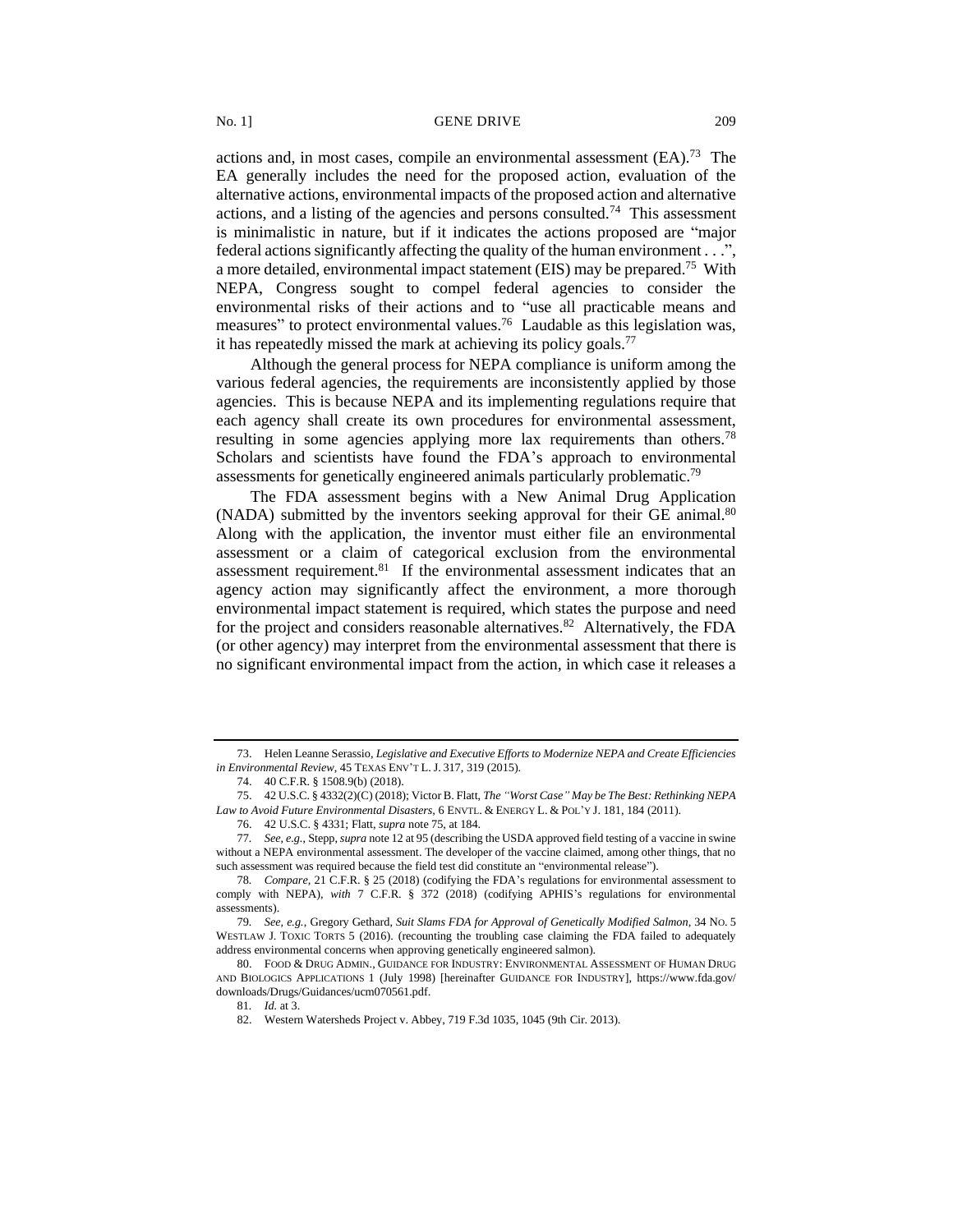actions and, in most cases, compile an environmental assessment (EA).[73] The EA generally includes the need for the proposed action, evaluation of the alternative actions, environmental impacts of the proposed action and alternative actions, and a listing of the agencies and persons consulted.[74] This assessment is minimalistic in nature, but if it indicates the actions proposed are "major federal actions significantly affecting the quality of the human environment . . .", a more detailed, environmental impact statement (EIS) may be prepared.[75] With NEPA, Congress sought to compel federal agencies to consider the environmental risks of their actions and to "use all practicable means and measures" to protect environmental values.[76] Laudable as this legislation was, it has repeatedly missed the mark at achieving its policy goals.[77]

Although the general process for NEPA compliance is uniform among the various federal agencies, the requirements are inconsistently applied by those agencies. This is because NEPA and its implementing regulations require that each agency shall create its own procedures for environmental assessment, resulting in some agencies applying more lax requirements than others.[78] Scholars and scientists have found the FDA's approach to environmental assessments for genetically engineered animals particularly problematic.[79]

The FDA assessment begins with a New Animal Drug Application (NADA) submitted by the inventors seeking approval for their GE animal.[80] Along with the application, the inventor must either file an environmental assessment or a claim of categorical exclusion from the environmental assessment requirement.[81] If the environmental assessment indicates that an agency action may significantly affect the environment, a more thorough environmental impact statement is required, which states the purpose and need for the project and considers reasonable alternatives.[82] Alternatively, the FDA (or other agency) may interpret from the environmental assessment that there is no significant environmental impact from the action, in which case it releases a

---

73. Helen Leanne Serassio, *Legislative and Executive Efforts to Modernize NEPA and Create Efficiencies in Environmental Review*, 45 TEXAS ENV'T L. J. 317, 319 (2015).

74. 40 C.F.R. § 1508.9(b) (2018).

75. 42 U.S.C. § 4332(2)(C) (2018); Victor B. Flatt, *The "Worst Case" May be The Best: Rethinking NEPA Law to Avoid Future Environmental Disasters*, 6 ENVTL. & ENERGY L. & POL'Y J. 181, 184 (2011).

76. 42 U.S.C. § 4331; Flatt, *supra* note 75, at 184.

77. *See, e.g.*, Stepp, *supra* note 12 at 95 (describing the USDA approved field testing of a vaccine in swine without a NEPA environmental assessment. The developer of the vaccine claimed, among other things, that no such assessment was required because the field test did constitute an "environmental release").

78. *Compare*, 21 C.F.R. § 25 (2018) (codifying the FDA's regulations for environmental assessment to comply with NEPA), *with* 7 C.F.R. § 372 (2018) (codifying APHIS's regulations for environmental assessments).

79. *See, e.g.*, Gregory Gethard, *Suit Slams FDA for Approval of Genetically Modified Salmon*, 34 NO. 5 WESTLAW J. TOXIC TORTS 5 (2016). (recounting the troubling case claiming the FDA failed to adequately address environmental concerns when approving genetically engineered salmon).

80. FOOD & DRUG ADMIN., GUIDANCE FOR INDUSTRY: ENVIRONMENTAL ASSESSMENT OF HUMAN DRUG AND BIOLOGICS APPLICATIONS 1 (July 1998) [hereinafter GUIDANCE FOR INDUSTRY], https://www.fda.gov/downloads/Drugs/Guidances/ucm070561.pdf.

81. *Id.* at 3.

82. Western Watersheds Project v. Abbey, 719 F.3d 1035, 1045 (9th Cir. 2013).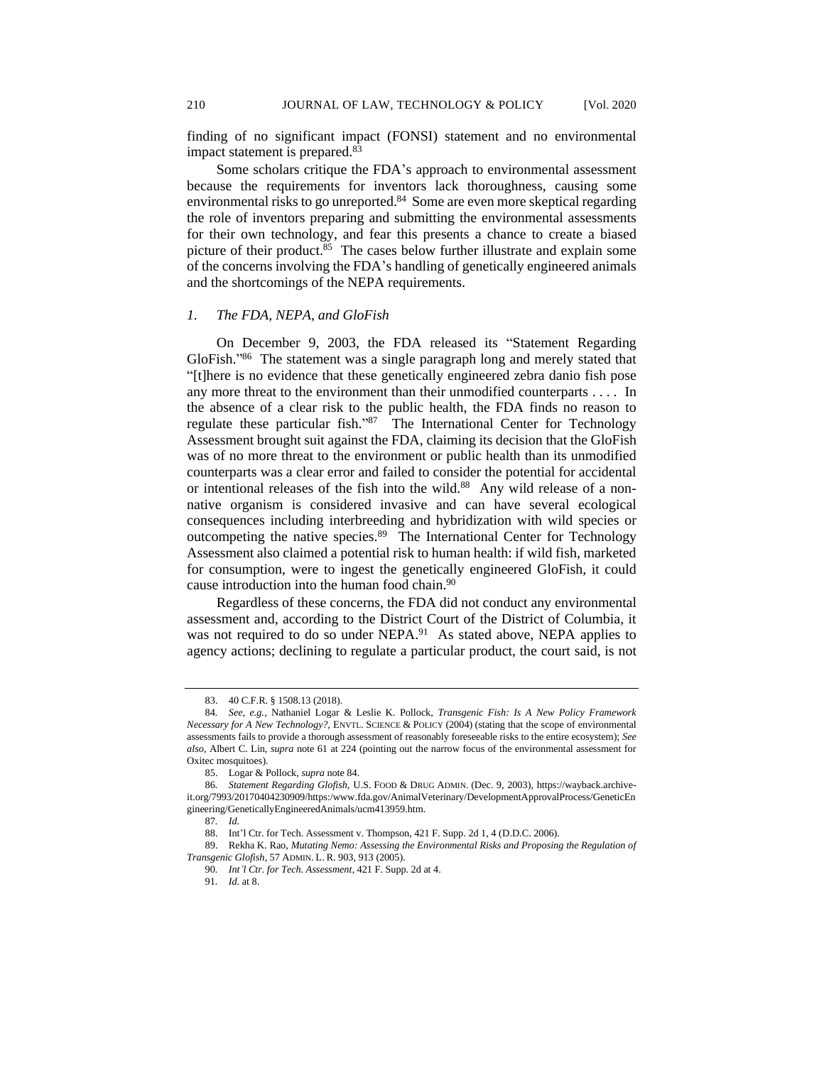finding of no significant impact (FONSI) statement and no environmental impact statement is prepared.[83]

Some scholars critique the FDA's approach to environmental assessment because the requirements for inventors lack thoroughness, causing some environmental risks to go unreported.[84] Some are even more skeptical regarding the role of inventors preparing and submitting the environmental assessments for their own technology, and fear this presents a chance to create a biased picture of their product.[85] The cases below further illustrate and explain some of the concerns involving the FDA's handling of genetically engineered animals and the shortcomings of the NEPA requirements.

### *1. The FDA, NEPA, and GloFish*

On December 9, 2003, the FDA released its "Statement Regarding GloFish."[86] The statement was a single paragraph long and merely stated that "[t]here is no evidence that these genetically engineered zebra danio fish pose any more threat to the environment than their unmodified counterparts . . . . In the absence of a clear risk to the public health, the FDA finds no reason to regulate these particular fish."[87] The International Center for Technology Assessment brought suit against the FDA, claiming its decision that the GloFish was of no more threat to the environment or public health than its unmodified counterparts was a clear error and failed to consider the potential for accidental or intentional releases of the fish into the wild.[88] Any wild release of a non-native organism is considered invasive and can have several ecological consequences including interbreeding and hybridization with wild species or outcompeting the native species.[89] The International Center for Technology Assessment also claimed a potential risk to human health: if wild fish, marketed for consumption, were to ingest the genetically engineered GloFish, it could cause introduction into the human food chain.[90]

Regardless of these concerns, the FDA did not conduct any environmental assessment and, according to the District Court of the District of Columbia, it was not required to do so under NEPA.[91] As stated above, NEPA applies to agency actions; declining to regulate a particular product, the court said, is not

---

83. 40 C.F.R. § 1508.13 (2018).

84. *See, e.g.*, Nathaniel Logar & Leslie K. Pollock, *Transgenic Fish: Is A New Policy Framework Necessary for A New Technology?*, ENVTL. SCIENCE & POLICY (2004) (stating that the scope of environmental assessments fails to provide a thorough assessment of reasonably foreseeable risks to the entire ecosystem); *See also*, Albert C. Lin, *supra* note 61 at 224 (pointing out the narrow focus of the environmental assessment for Oxitec mosquitoes).

85. Logar & Pollock, *supra* note 84.

86. *Statement Regarding Glofish*, U.S. FOOD & DRUG ADMIN. (Dec. 9, 2003), https://wayback.archive-it.org/7993/20170404230909/https:/www.fda.gov/AnimalVeterinary/DevelopmentApprovalProcess/GeneticEngineering/GeneticallyEngineeredAnimals/ucm413959.htm.

87. *Id.*

88. Int'l Ctr. for Tech. Assessment v. Thompson, 421 F. Supp. 2d 1, 4 (D.D.C. 2006).

89. Rekha K. Rao, *Mutating Nemo: Assessing the Environmental Risks and Proposing the Regulation of Transgenic Glofish*, 57 ADMIN. L. R. 903, 913 (2005).

90. *Int'l Ctr. for Tech. Assessment*, 421 F. Supp. 2d at 4.

91. *Id.* at 8.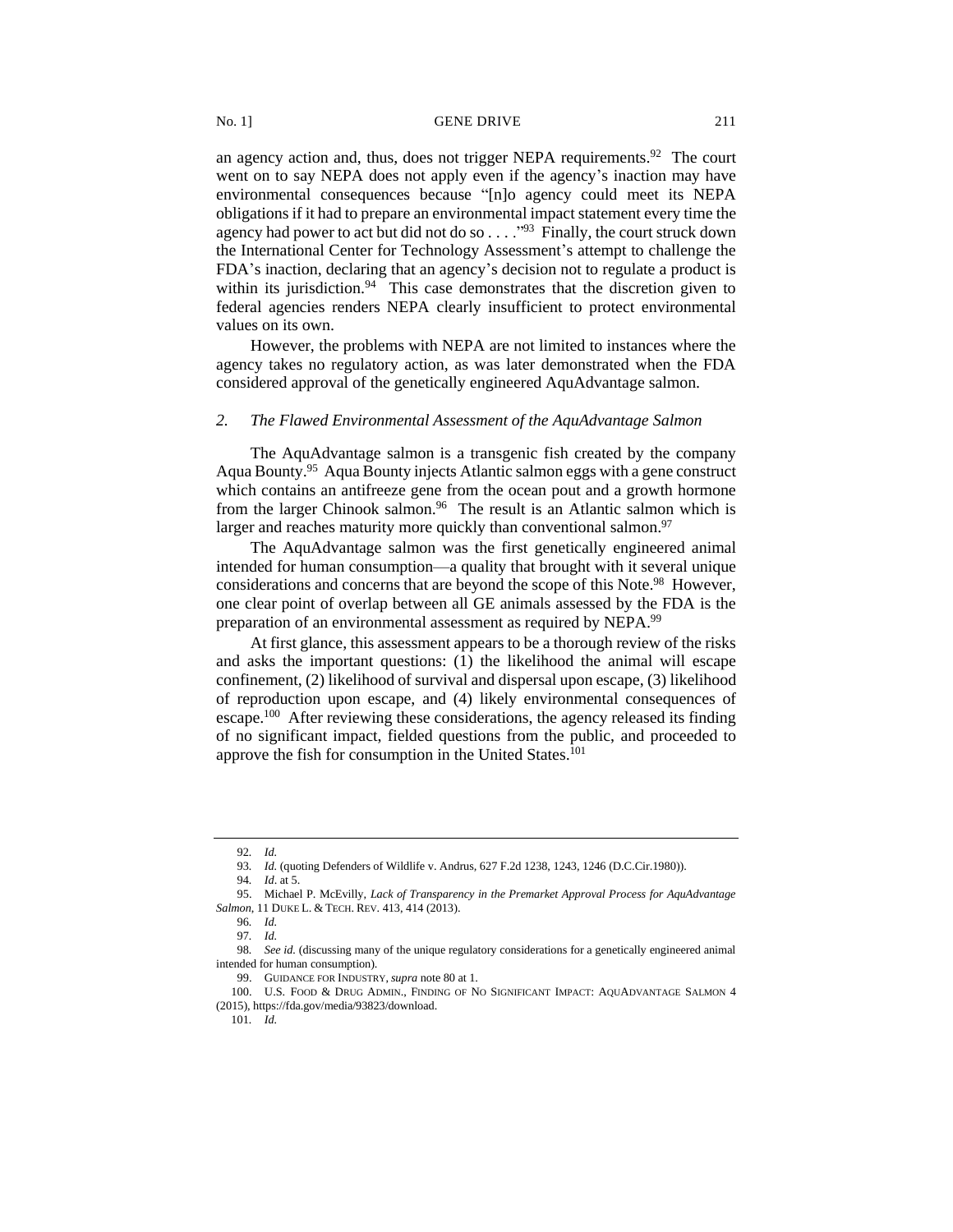an agency action and, thus, does not trigger NEPA requirements.[92] The court went on to say NEPA does not apply even if the agency's inaction may have environmental consequences because "[n]o agency could meet its NEPA obligations if it had to prepare an environmental impact statement every time the agency had power to act but did not do so . . . ."[93] Finally, the court struck down the International Center for Technology Assessment's attempt to challenge the FDA's inaction, declaring that an agency's decision not to regulate a product is within its jurisdiction.[94] This case demonstrates that the discretion given to federal agencies renders NEPA clearly insufficient to protect environmental values on its own.

However, the problems with NEPA are not limited to instances where the agency takes no regulatory action, as was later demonstrated when the FDA considered approval of the genetically engineered AquAdvantage salmon.

### *2. The Flawed Environmental Assessment of the AquAdvantage Salmon*

The AquAdvantage salmon is a transgenic fish created by the company Aqua Bounty.[95] Aqua Bounty injects Atlantic salmon eggs with a gene construct which contains an antifreeze gene from the ocean pout and a growth hormone from the larger Chinook salmon.[96] The result is an Atlantic salmon which is larger and reaches maturity more quickly than conventional salmon.[97]

The AquAdvantage salmon was the first genetically engineered animal intended for human consumption—a quality that brought with it several unique considerations and concerns that are beyond the scope of this Note.[98] However, one clear point of overlap between all GE animals assessed by the FDA is the preparation of an environmental assessment as required by NEPA.[99]

At first glance, this assessment appears to be a thorough review of the risks and asks the important questions: (1) the likelihood the animal will escape confinement, (2) likelihood of survival and dispersal upon escape, (3) likelihood of reproduction upon escape, and (4) likely environmental consequences of escape.[100] After reviewing these considerations, the agency released its finding of no significant impact, fielded questions from the public, and proceeded to approve the fish for consumption in the United States.[101]

---

92. *Id.*

93. *Id.* (quoting Defenders of Wildlife v. Andrus, 627 F.2d 1238, 1243, 1246 (D.C.Cir.1980)).

94. *Id*. at 5.

95. Michael P. McEvilly, *Lack of Transparency in the Premarket Approval Process for AquAdvantage Salmon*, 11 DUKE L. & TECH. REV. 413, 414 (2013).

96. *Id.*

97. *Id.*

98. *See id.* (discussing many of the unique regulatory considerations for a genetically engineered animal intended for human consumption).

99. GUIDANCE FOR INDUSTRY, *supra* note 80 at 1.

100. U.S. FOOD & DRUG ADMIN., FINDING OF NO SIGNIFICANT IMPACT: AQUADVANTAGE SALMON 4 (2015), https://fda.gov/media/93823/download.

101. *Id.*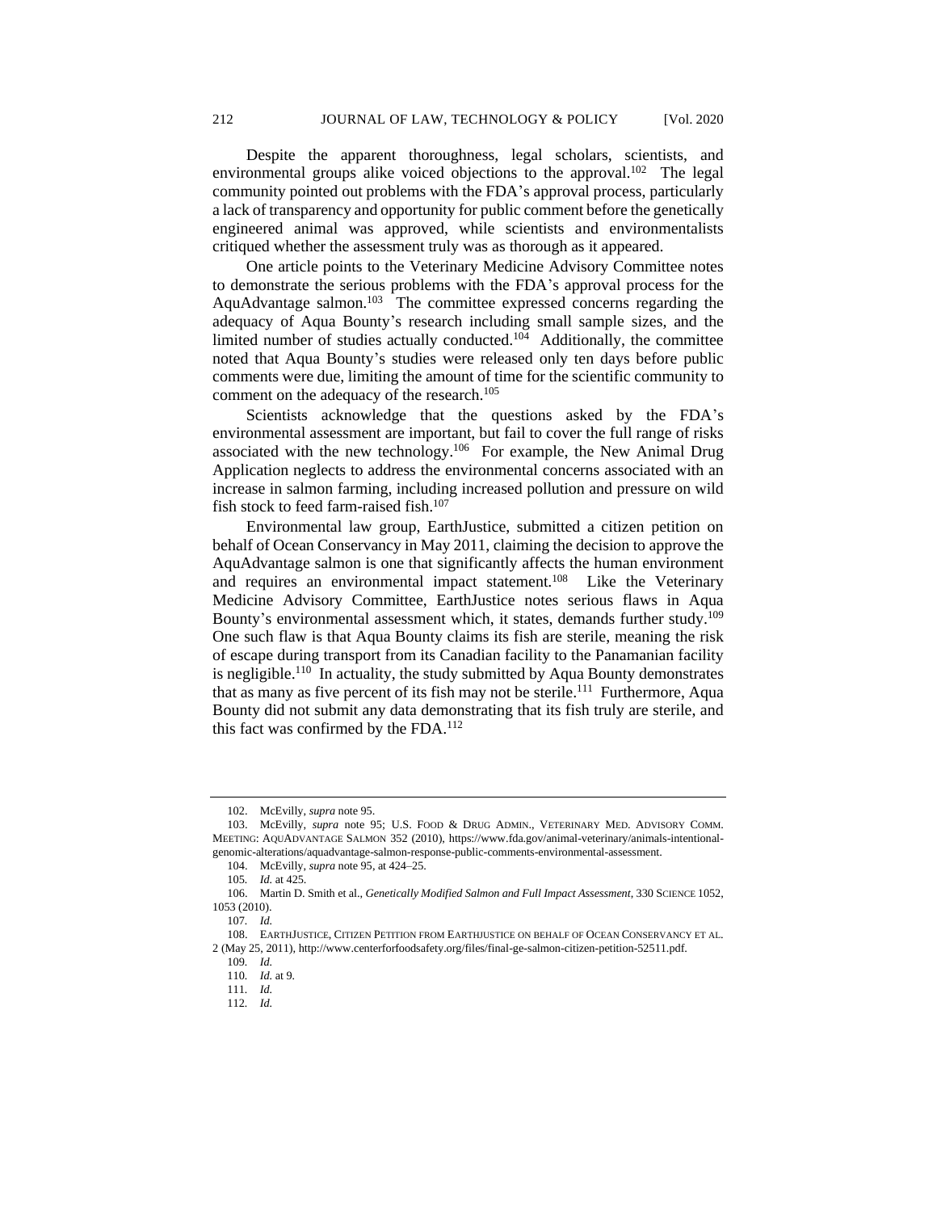Despite the apparent thoroughness, legal scholars, scientists, and environmental groups alike voiced objections to the approval.[102] The legal community pointed out problems with the FDA's approval process, particularly a lack of transparency and opportunity for public comment before the genetically engineered animal was approved, while scientists and environmentalists critiqued whether the assessment truly was as thorough as it appeared.

One article points to the Veterinary Medicine Advisory Committee notes to demonstrate the serious problems with the FDA's approval process for the AquAdvantage salmon.[103] The committee expressed concerns regarding the adequacy of Aqua Bounty's research including small sample sizes, and the limited number of studies actually conducted.[104] Additionally, the committee noted that Aqua Bounty's studies were released only ten days before public comments were due, limiting the amount of time for the scientific community to comment on the adequacy of the research.[105]

Scientists acknowledge that the questions asked by the FDA's environmental assessment are important, but fail to cover the full range of risks associated with the new technology.[106] For example, the New Animal Drug Application neglects to address the environmental concerns associated with an increase in salmon farming, including increased pollution and pressure on wild fish stock to feed farm-raised fish.[107]

Environmental law group, EarthJustice, submitted a citizen petition on behalf of Ocean Conservancy in May 2011, claiming the decision to approve the AquAdvantage salmon is one that significantly affects the human environment and requires an environmental impact statement.[108] Like the Veterinary Medicine Advisory Committee, EarthJustice notes serious flaws in Aqua Bounty's environmental assessment which, it states, demands further study.[109] One such flaw is that Aqua Bounty claims its fish are sterile, meaning the risk of escape during transport from its Canadian facility to the Panamanian facility is negligible.[110] In actuality, the study submitted by Aqua Bounty demonstrates that as many as five percent of its fish may not be sterile.[111] Furthermore, Aqua Bounty did not submit any data demonstrating that its fish truly are sterile, and this fact was confirmed by the FDA.[112]

---

102. McEvilly, *supra* note 95.

103. McEvilly, *supra* note 95; U.S. FOOD & DRUG ADMIN., VETERINARY MED. ADVISORY COMM. MEETING: AQUADVANTAGE SALMON 352 (2010), https://www.fda.gov/animal-veterinary/animals-intentional-genomic-alterations/aquadvantage-salmon-response-public-comments-environmental-assessment.

104. McEvilly, *supra* note 95, at 424–25.

105. *Id.* at 425.

106. Martin D. Smith et al., *Genetically Modified Salmon and Full Impact Assessment*, 330 SCIENCE 1052, 1053 (2010).

107. *Id.*

108. EARTHJUSTICE, CITIZEN PETITION FROM EARTHJUSTICE ON BEHALF OF OCEAN CONSERVANCY ET AL. 2 (May 25, 2011), http://www.centerforfoodsafety.org/files/final-ge-salmon-citizen-petition-52511.pdf.

109. *Id.*

110. *Id.* at 9.

111. *Id.*

112. *Id.*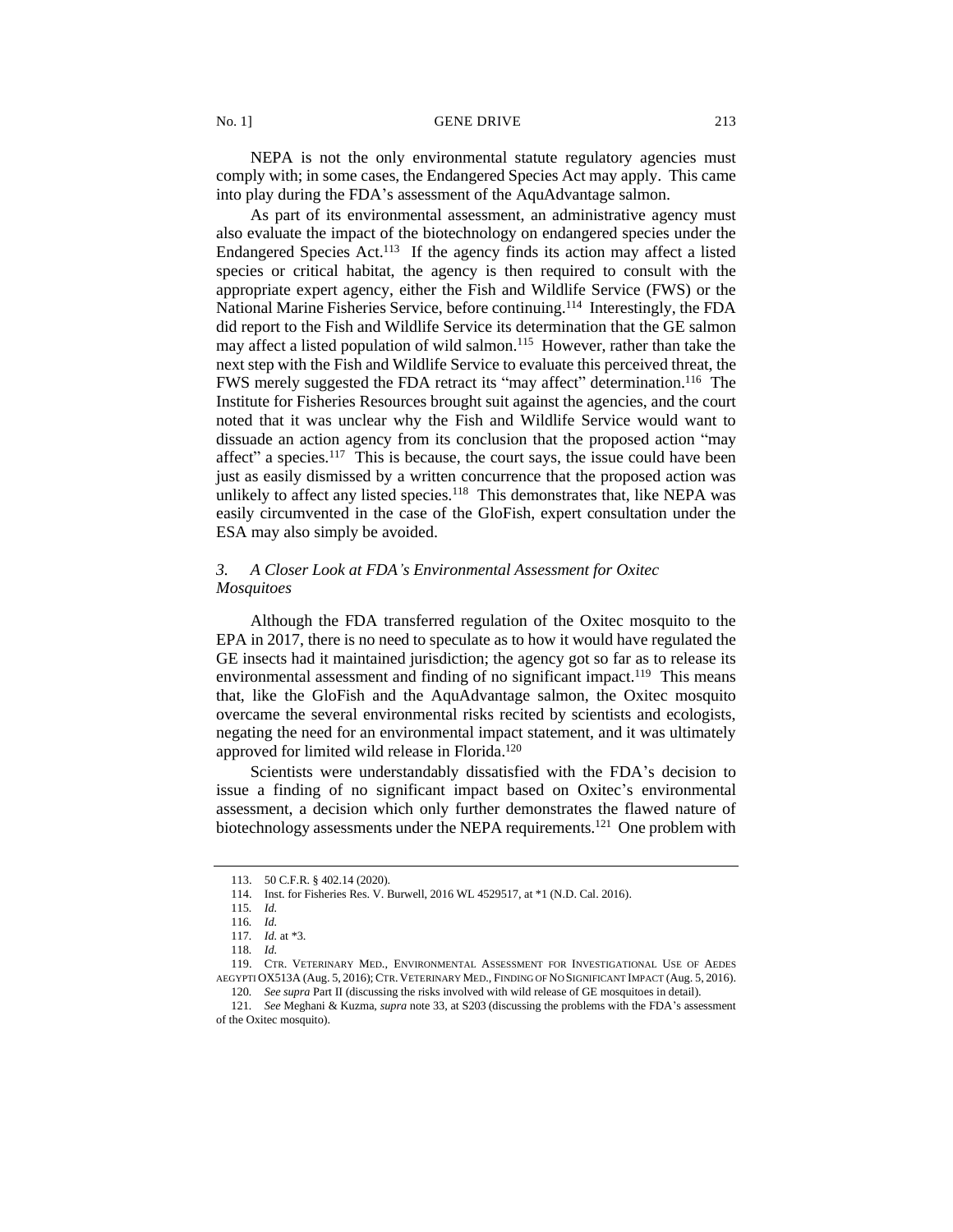NEPA is not the only environmental statute regulatory agencies must comply with; in some cases, the Endangered Species Act may apply. This came into play during the FDA's assessment of the AquAdvantage salmon.

As part of its environmental assessment, an administrative agency must also evaluate the impact of the biotechnology on endangered species under the Endangered Species Act.[113] If the agency finds its action may affect a listed species or critical habitat, the agency is then required to consult with the appropriate expert agency, either the Fish and Wildlife Service (FWS) or the National Marine Fisheries Service, before continuing.[114] Interestingly, the FDA did report to the Fish and Wildlife Service its determination that the GE salmon may affect a listed population of wild salmon.[115] However, rather than take the next step with the Fish and Wildlife Service to evaluate this perceived threat, the FWS merely suggested the FDA retract its "may affect" determination.[116] The Institute for Fisheries Resources brought suit against the agencies, and the court noted that it was unclear why the Fish and Wildlife Service would want to dissuade an action agency from its conclusion that the proposed action "may affect" a species.[117] This is because, the court says, the issue could have been just as easily dismissed by a written concurrence that the proposed action was unlikely to affect any listed species.[118] This demonstrates that, like NEPA was easily circumvented in the case of the GloFish, expert consultation under the ESA may also simply be avoided.

### *3. A Closer Look at FDA's Environmental Assessment for Oxitec Mosquitoes*

Although the FDA transferred regulation of the Oxitec mosquito to the EPA in 2017, there is no need to speculate as to how it would have regulated the GE insects had it maintained jurisdiction; the agency got so far as to release its environmental assessment and finding of no significant impact.[119] This means that, like the GloFish and the AquAdvantage salmon, the Oxitec mosquito overcame the several environmental risks recited by scientists and ecologists, negating the need for an environmental impact statement, and it was ultimately approved for limited wild release in Florida.[120]

Scientists were understandably dissatisfied with the FDA's decision to issue a finding of no significant impact based on Oxitec's environmental assessment, a decision which only further demonstrates the flawed nature of biotechnology assessments under the NEPA requirements.[121] One problem with

---

113. 50 C.F.R. § 402.14 (2020).

114. Inst. for Fisheries Res. V. Burwell, 2016 WL 4529517, at *1 (N.D. Cal. 2016).

115. *Id.*

116. *Id.*

117. *Id.* at *3.

118. *Id.*

119. CTR. VETERINARY MED., ENVIRONMENTAL ASSESSMENT FOR INVESTIGATIONAL USE OF AEDES AEGYPTI OX513A (Aug. 5, 2016); CTR. VETERINARY MED., FINDING OF NO SIGNIFICANT IMPACT (Aug. 5, 2016).

120. *See supra* Part II (discussing the risks involved with wild release of GE mosquitoes in detail).

121. *See* Meghani & Kuzma, *supra* note 33, at S203 (discussing the problems with the FDA's assessment of the Oxitec mosquito).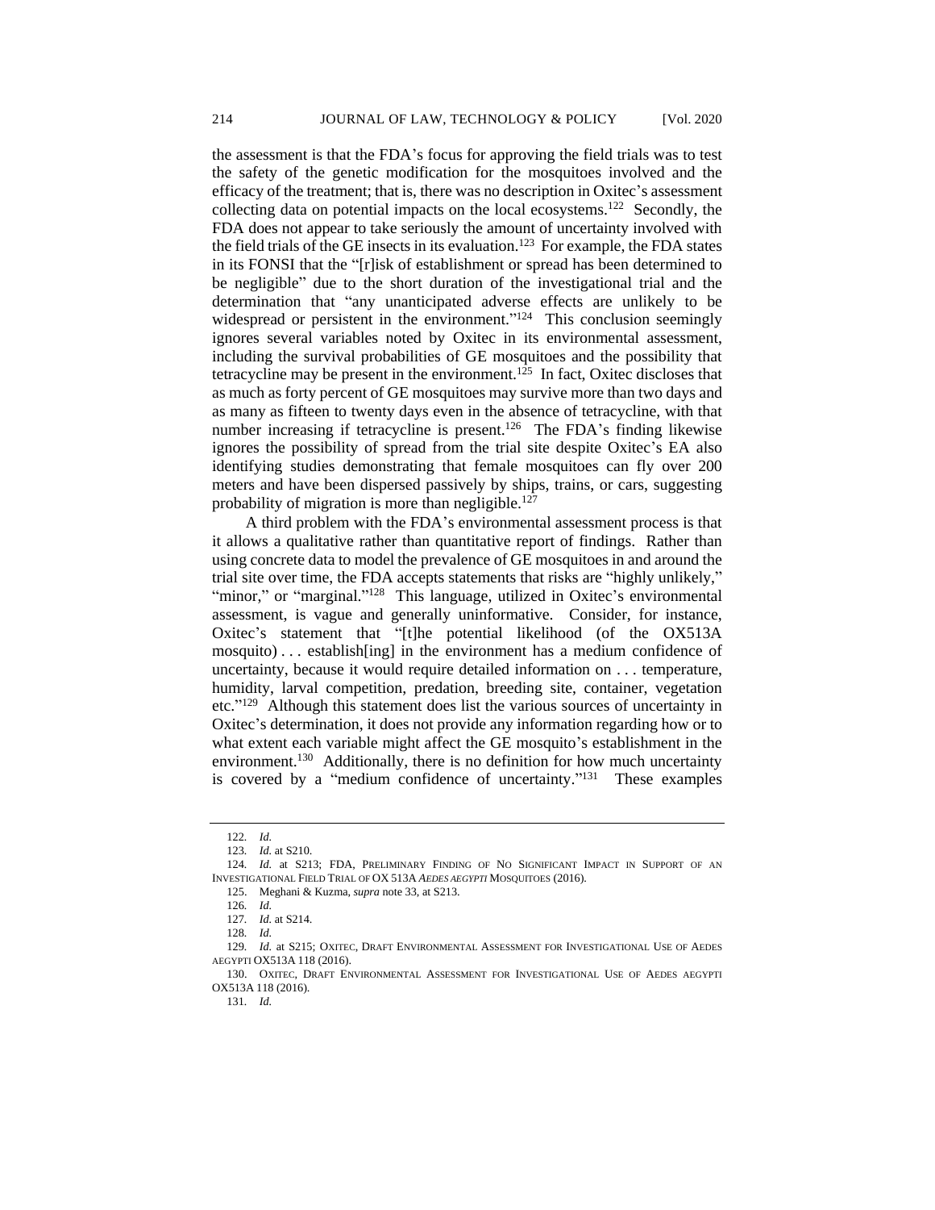the assessment is that the FDA's focus for approving the field trials was to test the safety of the genetic modification for the mosquitoes involved and the efficacy of the treatment; that is, there was no description in Oxitec's assessment collecting data on potential impacts on the local ecosystems.[122] Secondly, the FDA does not appear to take seriously the amount of uncertainty involved with the field trials of the GE insects in its evaluation.[123] For example, the FDA states in its FONSI that the "[r]isk of establishment or spread has been determined to be negligible" due to the short duration of the investigational trial and the determination that "any unanticipated adverse effects are unlikely to be widespread or persistent in the environment."[124] This conclusion seemingly ignores several variables noted by Oxitec in its environmental assessment, including the survival probabilities of GE mosquitoes and the possibility that tetracycline may be present in the environment.[125] In fact, Oxitec discloses that as much as forty percent of GE mosquitoes may survive more than two days and as many as fifteen to twenty days even in the absence of tetracycline, with that number increasing if tetracycline is present.[126] The FDA's finding likewise ignores the possibility of spread from the trial site despite Oxitec's EA also identifying studies demonstrating that female mosquitoes can fly over 200 meters and have been dispersed passively by ships, trains, or cars, suggesting probability of migration is more than negligible.[127]

A third problem with the FDA's environmental assessment process is that it allows a qualitative rather than quantitative report of findings. Rather than using concrete data to model the prevalence of GE mosquitoes in and around the trial site over time, the FDA accepts statements that risks are "highly unlikely," "minor," or "marginal."[128] This language, utilized in Oxitec's environmental assessment, is vague and generally uninformative. Consider, for instance, Oxitec's statement that "[t]he potential likelihood (of the OX513A mosquito) . . . establish[ing] in the environment has a medium confidence of uncertainty, because it would require detailed information on . . . temperature, humidity, larval competition, predation, breeding site, container, vegetation etc."[129] Although this statement does list the various sources of uncertainty in Oxitec's determination, it does not provide any information regarding how or to what extent each variable might affect the GE mosquito's establishment in the environment.[130] Additionally, there is no definition for how much uncertainty is covered by a "medium confidence of uncertainty."[131] These examples

---

122. *Id.*

123. *Id.* at S210.

124. *Id.* at S213; FDA, PRELIMINARY FINDING OF NO SIGNIFICANT IMPACT IN SUPPORT OF AN INVESTIGATIONAL FIELD TRIAL OF OX 513A *AEDES AEGYPTI* MOSQUITOES (2016).

125. Meghani & Kuzma, *supra* note 33, at S213.

126. *Id.*

127. *Id.* at S214.

128. *Id.*

129. *Id.* at S215; OXITEC, DRAFT ENVIRONMENTAL ASSESSMENT FOR INVESTIGATIONAL USE OF AEDES AEGYPTI OX513A 118 (2016).

130. OXITEC, DRAFT ENVIRONMENTAL ASSESSMENT FOR INVESTIGATIONAL USE OF AEDES AEGYPTI OX513A 118 (2016).

131. *Id.*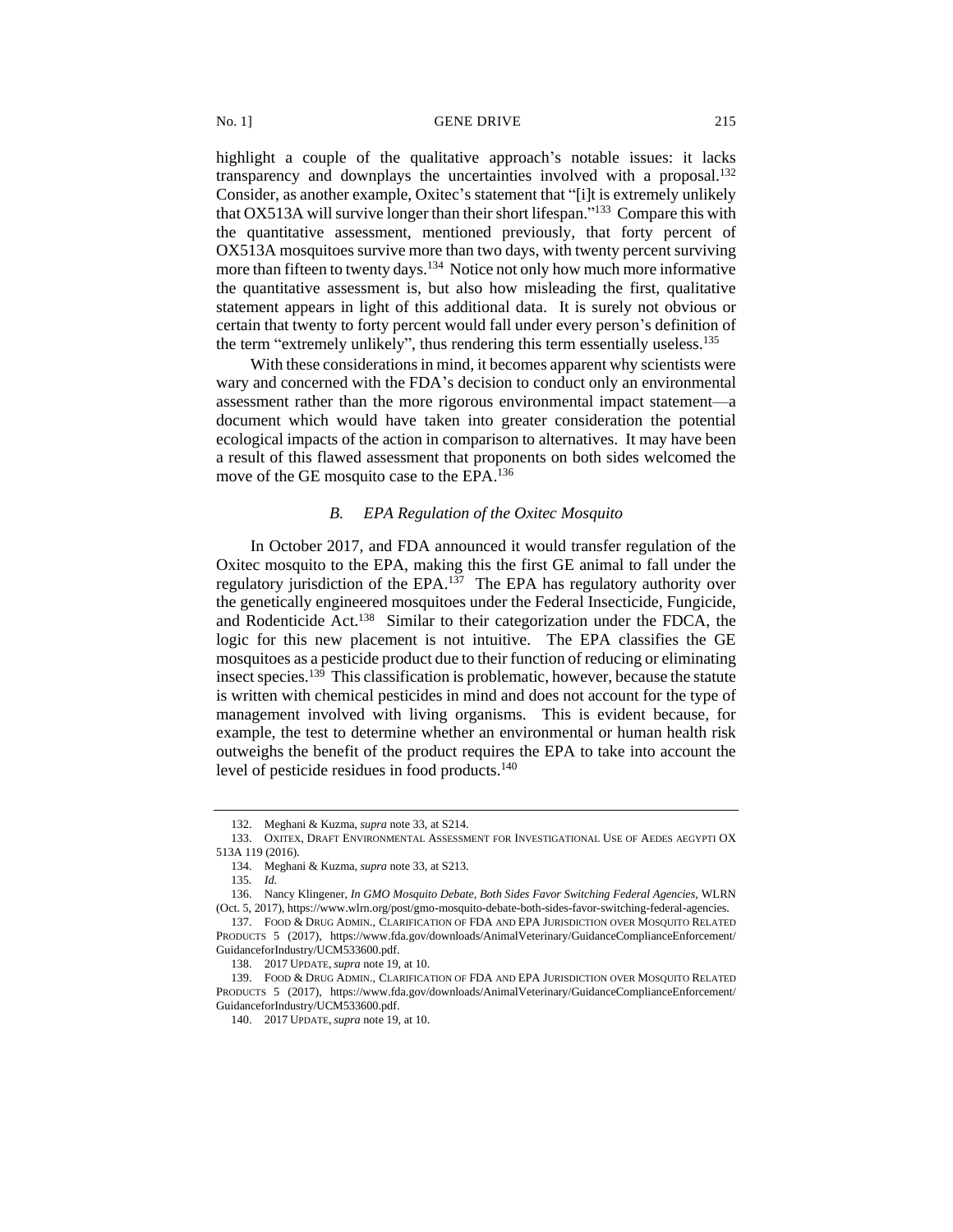highlight a couple of the qualitative approach's notable issues: it lacks transparency and downplays the uncertainties involved with a proposal.[132] Consider, as another example, Oxitec's statement that "[i]t is extremely unlikely that OX513A will survive longer than their short lifespan."[133] Compare this with the quantitative assessment, mentioned previously, that forty percent of OX513A mosquitoes survive more than two days, with twenty percent surviving more than fifteen to twenty days.[134] Notice not only how much more informative the quantitative assessment is, but also how misleading the first, qualitative statement appears in light of this additional data. It is surely not obvious or certain that twenty to forty percent would fall under every person's definition of the term "extremely unlikely", thus rendering this term essentially useless.[135]

With these considerations in mind, it becomes apparent why scientists were wary and concerned with the FDA's decision to conduct only an environmental assessment rather than the more rigorous environmental impact statement—a document which would have taken into greater consideration the potential ecological impacts of the action in comparison to alternatives. It may have been a result of this flawed assessment that proponents on both sides welcomed the move of the GE mosquito case to the EPA.[136]

### *B. EPA Regulation of the Oxitec Mosquito*

In October 2017, and FDA announced it would transfer regulation of the Oxitec mosquito to the EPA, making this the first GE animal to fall under the regulatory jurisdiction of the EPA.[137] The EPA has regulatory authority over the genetically engineered mosquitoes under the Federal Insecticide, Fungicide, and Rodenticide Act.[138] Similar to their categorization under the FDCA, the logic for this new placement is not intuitive. The EPA classifies the GE mosquitoes as a pesticide product due to their function of reducing or eliminating insect species.[139] This classification is problematic, however, because the statute is written with chemical pesticides in mind and does not account for the type of management involved with living organisms. This is evident because, for example, the test to determine whether an environmental or human health risk outweighs the benefit of the product requires the EPA to take into account the level of pesticide residues in food products.[140]

---

132. Meghani & Kuzma, *supra* note 33, at S214.

133. OXITEX, DRAFT ENVIRONMENTAL ASSESSMENT FOR INVESTIGATIONAL USE OF AEDES AEGYPTI OX 513A 119 (2016).

134. Meghani & Kuzma, *supra* note 33, at S213.

135. *Id.*

136. Nancy Klingener, *In GMO Mosquito Debate, Both Sides Favor Switching Federal Agencies*, WLRN (Oct. 5, 2017), https://www.wlrn.org/post/gmo-mosquito-debate-both-sides-favor-switching-federal-agencies.

137. FOOD & DRUG ADMIN., CLARIFICATION OF FDA AND EPA JURISDICTION OVER MOSQUITO RELATED PRODUCTS 5 (2017), https://www.fda.gov/downloads/AnimalVeterinary/GuidanceComplianceEnforcement/GuidanceforIndustry/UCM533600.pdf.

138. 2017 UPDATE, *supra* note 19, at 10.

139. FOOD & DRUG ADMIN., CLARIFICATION OF FDA AND EPA JURISDICTION OVER MOSQUITO RELATED PRODUCTS 5 (2017), https://www.fda.gov/downloads/AnimalVeterinary/GuidanceComplianceEnforcement/GuidanceforIndustry/UCM533600.pdf.

140. 2017 UPDATE, *supra* note 19, at 10.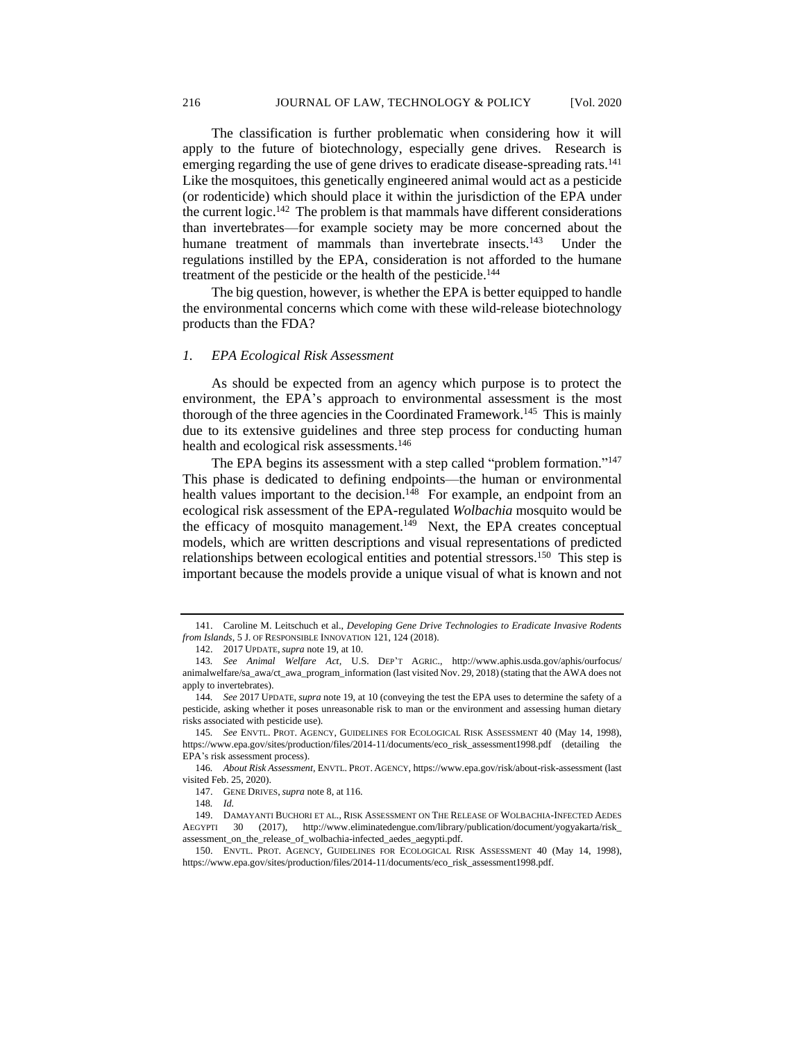The classification is further problematic when considering how it will apply to the future of biotechnology, especially gene drives. Research is emerging regarding the use of gene drives to eradicate disease-spreading rats.[141] Like the mosquitoes, this genetically engineered animal would act as a pesticide (or rodenticide) which should place it within the jurisdiction of the EPA under the current logic.[142] The problem is that mammals have different considerations than invertebrates—for example society may be more concerned about the humane treatment of mammals than invertebrate insects.[143] Under the regulations instilled by the EPA, consideration is not afforded to the humane treatment of the pesticide or the health of the pesticide.[144]

The big question, however, is whether the EPA is better equipped to handle the environmental concerns which come with these wild-release biotechnology products than the FDA?

### *1. EPA Ecological Risk Assessment*

As should be expected from an agency which purpose is to protect the environment, the EPA's approach to environmental assessment is the most thorough of the three agencies in the Coordinated Framework.[145] This is mainly due to its extensive guidelines and three step process for conducting human health and ecological risk assessments.[146]

The EPA begins its assessment with a step called "problem formation."[147] This phase is dedicated to defining endpoints—the human or environmental health values important to the decision.[148] For example, an endpoint from an ecological risk assessment of the EPA-regulated *Wolbachia* mosquito would be the efficacy of mosquito management.[149] Next, the EPA creates conceptual models, which are written descriptions and visual representations of predicted relationships between ecological entities and potential stressors.[150] This step is important because the models provide a unique visual of what is known and not

---

141. Caroline M. Leitschuch et al., *Developing Gene Drive Technologies to Eradicate Invasive Rodents from Islands*, 5 J. OF RESPONSIBLE INNOVATION 121, 124 (2018).

142. 2017 UPDATE, *supra* note 19, at 10.

143. *See Animal Welfare Act*, U.S. DEP'T AGRIC., http://www.aphis.usda.gov/aphis/ourfocus/animalwelfare/sa_awa/ct_awa_program_information (last visited Nov. 29, 2018) (stating that the AWA does not apply to invertebrates).

144. *See* 2017 UPDATE, *supra* note 19, at 10 (conveying the test the EPA uses to determine the safety of a pesticide, asking whether it poses unreasonable risk to man or the environment and assessing human dietary risks associated with pesticide use).

145. *See* ENVTL. PROT. AGENCY, GUIDELINES FOR ECOLOGICAL RISK ASSESSMENT 40 (May 14, 1998), https://www.epa.gov/sites/production/files/2014-11/documents/eco_risk_assessment1998.pdf (detailing the EPA's risk assessment process).

146. *About Risk Assessment*, ENVTL. PROT. AGENCY, https://www.epa.gov/risk/about-risk-assessment (last visited Feb. 25, 2020).

147. GENE DRIVES, *supra* note 8, at 116.

148. *Id.*

149. DAMAYANTI BUCHORI ET AL., RISK ASSESSMENT ON THE RELEASE OF WOLBACHIA-INFECTED AEDES AEGYPTI 30 (2017), http://www.eliminatedengue.com/library/publication/document/yogyakarta/risk_assessment_on_the_release_of_wolbachia-infected_aedes_aegypti.pdf.

150. ENVTL. PROT. AGENCY, GUIDELINES FOR ECOLOGICAL RISK ASSESSMENT 40 (May 14, 1998), https://www.epa.gov/sites/production/files/2014-11/documents/eco_risk_assessment1998.pdf.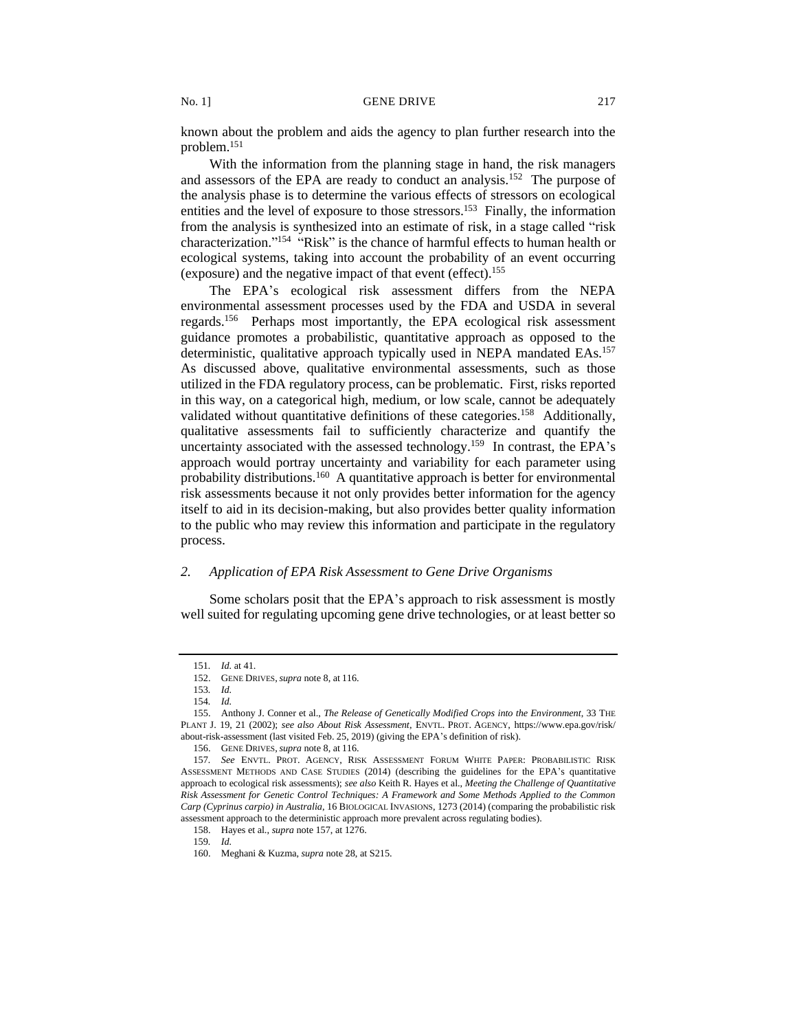known about the problem and aids the agency to plan further research into the problem.[151]

With the information from the planning stage in hand, the risk managers and assessors of the EPA are ready to conduct an analysis.[152] The purpose of the analysis phase is to determine the various effects of stressors on ecological entities and the level of exposure to those stressors.[153] Finally, the information from the analysis is synthesized into an estimate of risk, in a stage called "risk characterization."[154] "Risk" is the chance of harmful effects to human health or ecological systems, taking into account the probability of an event occurring (exposure) and the negative impact of that event (effect).[155]

The EPA's ecological risk assessment differs from the NEPA environmental assessment processes used by the FDA and USDA in several regards.[156] Perhaps most importantly, the EPA ecological risk assessment guidance promotes a probabilistic, quantitative approach as opposed to the deterministic, qualitative approach typically used in NEPA mandated EAs.[157] As discussed above, qualitative environmental assessments, such as those utilized in the FDA regulatory process, can be problematic. First, risks reported in this way, on a categorical high, medium, or low scale, cannot be adequately validated without quantitative definitions of these categories.[158] Additionally, qualitative assessments fail to sufficiently characterize and quantify the uncertainty associated with the assessed technology.[159] In contrast, the EPA's approach would portray uncertainty and variability for each parameter using probability distributions.[160] A quantitative approach is better for environmental risk assessments because it not only provides better information for the agency itself to aid in its decision-making, but also provides better quality information to the public who may review this information and participate in the regulatory process.

### 2. *Application of EPA Risk Assessment to Gene Drive Organisms*

Some scholars posit that the EPA's approach to risk assessment is mostly well suited for regulating upcoming gene drive technologies, or at least better so

---

151. *Id.* at 41.

152. GENE DRIVES, *supra* note 8, at 116.

153. *Id.*

154. *Id.*

155. Anthony J. Conner et al., *The Release of Genetically Modified Crops into the Environment*, 33 THE PLANT J. 19, 21 (2002); *see also About Risk Assessment*, ENVTL. PROT. AGENCY, https://www.epa.gov/risk/about-risk-assessment (last visited Feb. 25, 2019) (giving the EPA's definition of risk).

156. GENE DRIVES, *supra* note 8, at 116.

157. *See* ENVTL. PROT. AGENCY, RISK ASSESSMENT FORUM WHITE PAPER: PROBABILISTIC RISK ASSESSMENT METHODS AND CASE STUDIES (2014) (describing the guidelines for the EPA's quantitative approach to ecological risk assessments); *see also* Keith R. Hayes et al., *Meeting the Challenge of Quantitative Risk Assessment for Genetic Control Techniques: A Framework and Some Methods Applied to the Common Carp (Cyprinus carpio) in Australia*, 16 BIOLOGICAL INVASIONS, 1273 (2014) (comparing the probabilistic risk assessment approach to the deterministic approach more prevalent across regulating bodies).

158. Hayes et al., *supra* note 157, at 1276.

159. *Id.*

160. Meghani & Kuzma, *supra* note 28, at S215.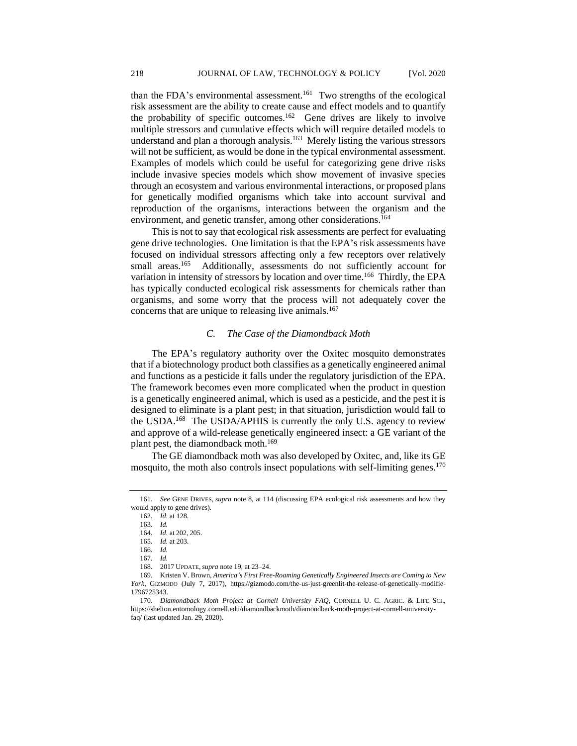than the FDA's environmental assessment.[161] Two strengths of the ecological risk assessment are the ability to create cause and effect models and to quantify the probability of specific outcomes.[162] Gene drives are likely to involve multiple stressors and cumulative effects which will require detailed models to understand and plan a thorough analysis.[163] Merely listing the various stressors will not be sufficient, as would be done in the typical environmental assessment. Examples of models which could be useful for categorizing gene drive risks include invasive species models which show movement of invasive species through an ecosystem and various environmental interactions, or proposed plans for genetically modified organisms which take into account survival and reproduction of the organisms, interactions between the organism and the environment, and genetic transfer, among other considerations.[164]

This is not to say that ecological risk assessments are perfect for evaluating gene drive technologies. One limitation is that the EPA's risk assessments have focused on individual stressors affecting only a few receptors over relatively small areas.[165] Additionally, assessments do not sufficiently account for variation in intensity of stressors by location and over time.[166] Thirdly, the EPA has typically conducted ecological risk assessments for chemicals rather than organisms, and some worry that the process will not adequately cover the concerns that are unique to releasing live animals.[167]

### *C. The Case of the Diamondback Moth*

The EPA's regulatory authority over the Oxitec mosquito demonstrates that if a biotechnology product both classifies as a genetically engineered animal and functions as a pesticide it falls under the regulatory jurisdiction of the EPA. The framework becomes even more complicated when the product in question is a genetically engineered animal, which is used as a pesticide, and the pest it is designed to eliminate is a plant pest; in that situation, jurisdiction would fall to the USDA.[168] The USDA/APHIS is currently the only U.S. agency to review and approve of a wild-release genetically engineered insect: a GE variant of the plant pest, the diamondback moth.[169]

The GE diamondback moth was also developed by Oxitec, and, like its GE mosquito, the moth also controls insect populations with self-limiting genes.[170]

---

161. *See* GENE DRIVES, *supra* note 8, at 114 (discussing EPA ecological risk assessments and how they would apply to gene drives).

162. *Id.* at 128.

163. *Id.*

164. *Id.* at 202, 205.

165. *Id.* at 203.

166. *Id.*

167. *Id.*

168. 2017 UPDATE, *supra* note 19, at 23–24.

169. Kristen V. Brown, *America's First Free-Roaming Genetically Engineered Insects are Coming to New York*, GIZMODO (July 7, 2017), https://gizmodo.com/the-us-just-greenlit-the-release-of-genetically-modifie-1796725343.

170. *Diamondback Moth Project at Cornell University FAQ*, CORNELL U. C. AGRIC. & LIFE SCI., https://shelton.entomology.cornell.edu/diamondbackmoth/diamondback-moth-project-at-cornell-university-faq/ (last updated Jan. 29, 2020).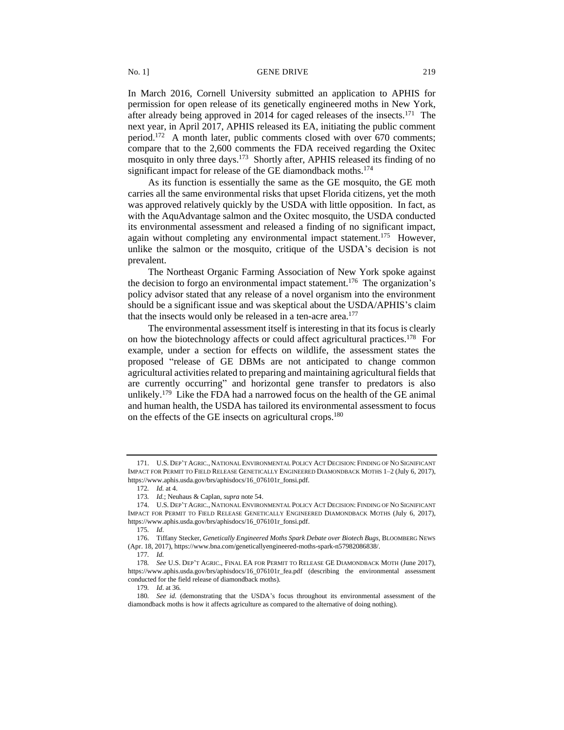In March 2016, Cornell University submitted an application to APHIS for permission for open release of its genetically engineered moths in New York, after already being approved in 2014 for caged releases of the insects.[171] The next year, in April 2017, APHIS released its EA, initiating the public comment period.[172] A month later, public comments closed with over 670 comments; compare that to the 2,600 comments the FDA received regarding the Oxitec mosquito in only three days.[173] Shortly after, APHIS released its finding of no significant impact for release of the GE diamondback moths.[174]

As its function is essentially the same as the GE mosquito, the GE moth carries all the same environmental risks that upset Florida citizens, yet the moth was approved relatively quickly by the USDA with little opposition. In fact, as with the AquAdvantage salmon and the Oxitec mosquito, the USDA conducted its environmental assessment and released a finding of no significant impact, again without completing any environmental impact statement.[175] However, unlike the salmon or the mosquito, critique of the USDA's decision is not prevalent.

The Northeast Organic Farming Association of New York spoke against the decision to forgo an environmental impact statement.[176] The organization's policy advisor stated that any release of a novel organism into the environment should be a significant issue and was skeptical about the USDA/APHIS's claim that the insects would only be released in a ten-acre area.[177]

The environmental assessment itself is interesting in that its focus is clearly on how the biotechnology affects or could affect agricultural practices.[178] For example, under a section for effects on wildlife, the assessment states the proposed "release of GE DBMs are not anticipated to change common agricultural activities related to preparing and maintaining agricultural fields that are currently occurring" and horizontal gene transfer to predators is also unlikely.[179] Like the FDA had a narrowed focus on the health of the GE animal and human health, the USDA has tailored its environmental assessment to focus on the effects of the GE insects on agricultural crops.[180]

---

171. U.S. DEP'T AGRIC., NATIONAL ENVIRONMENTAL POLICY ACT DECISION: FINDING OF NO SIGNIFICANT IMPACT FOR PERMIT TO FIELD RELEASE GENETICALLY ENGINEERED DIAMONDBACK MOTHS 1–2 (July 6, 2017), https://www.aphis.usda.gov/brs/aphisdocs/16_076101r_fonsi.pdf.

172. *Id.* at 4.

173. *Id.*; Neuhaus & Caplan, *supra* note 54.

174. U.S. DEP'T AGRIC., NATIONAL ENVIRONMENTAL POLICY ACT DECISION: FINDING OF NO SIGNIFICANT IMPACT FOR PERMIT TO FIELD RELEASE GENETICALLY ENGINEERED DIAMONDBACK MOTHS (July 6, 2017), https://www.aphis.usda.gov/brs/aphisdocs/16_076101r_fonsi.pdf.

175. *Id*.

176. Tiffany Stecker, *Genetically Engineered Moths Spark Debate over Biotech Bugs*, BLOOMBERG NEWS (Apr. 18, 2017), https://www.bna.com/geneticallyengineered-moths-spark-n57982086838/.

177. *Id.*

178. *See* U.S. DEP'T AGRIC., FINAL EA FOR PERMIT TO RELEASE GE DIAMONDBACK MOTH (June 2017), https://www.aphis.usda.gov/brs/aphisdocs/16_076101r_fea.pdf (describing the environmental assessment conducted for the field release of diamondback moths).

179. *Id*. at 36*.*

180. *See id.* (demonstrating that the USDA's focus throughout its environmental assessment of the diamondback moths is how it affects agriculture as compared to the alternative of doing nothing).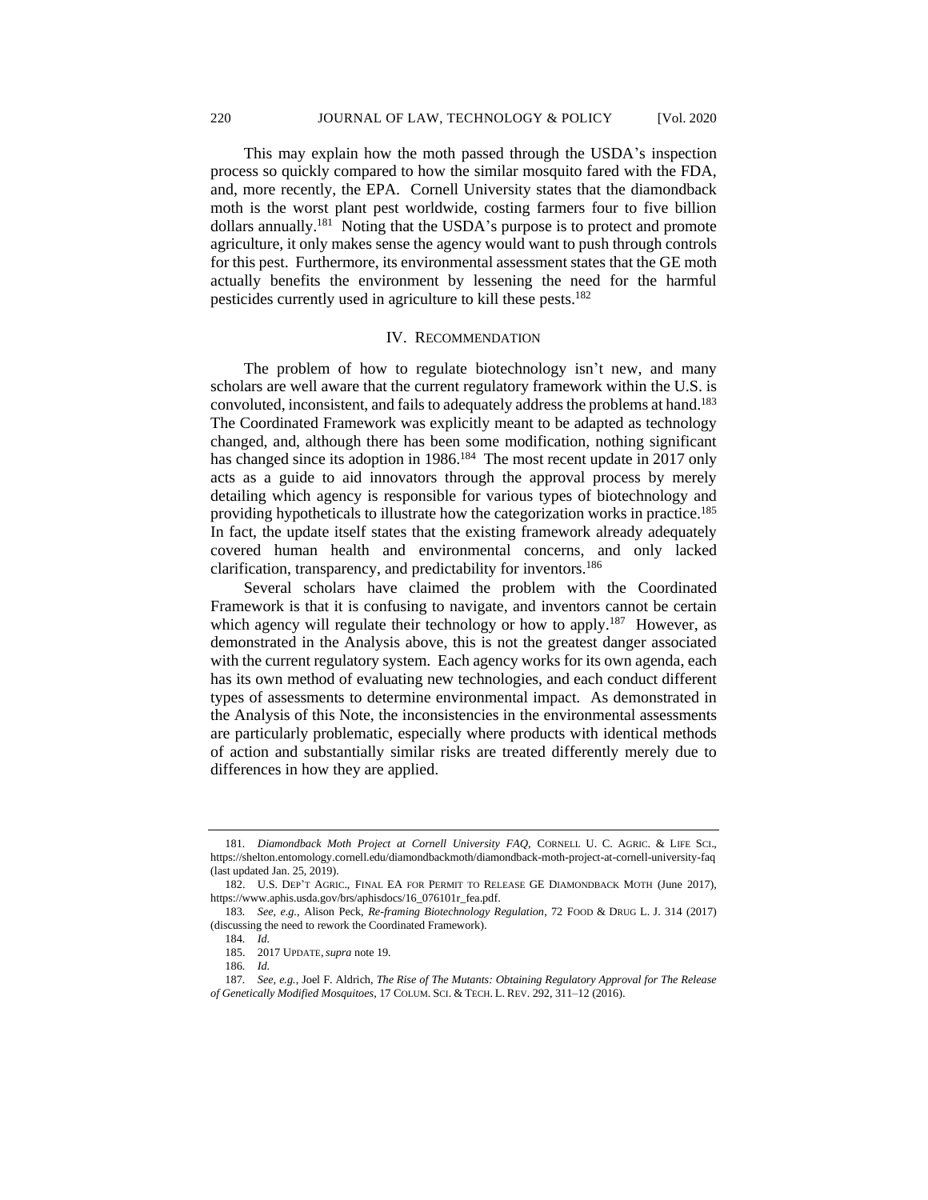This may explain how the moth passed through the USDA's inspection process so quickly compared to how the similar mosquito fared with the FDA, and, more recently, the EPA. Cornell University states that the diamondback moth is the worst plant pest worldwide, costing farmers four to five billion dollars annually.[181] Noting that the USDA's purpose is to protect and promote agriculture, it only makes sense the agency would want to push through controls for this pest. Furthermore, its environmental assessment states that the GE moth actually benefits the environment by lessening the need for the harmful pesticides currently used in agriculture to kill these pests.[182]

## IV. RECOMMENDATION

The problem of how to regulate biotechnology isn't new, and many scholars are well aware that the current regulatory framework within the U.S. is convoluted, inconsistent, and fails to adequately address the problems at hand.[183] The Coordinated Framework was explicitly meant to be adapted as technology changed, and, although there has been some modification, nothing significant has changed since its adoption in 1986.[184] The most recent update in 2017 only acts as a guide to aid innovators through the approval process by merely detailing which agency is responsible for various types of biotechnology and providing hypotheticals to illustrate how the categorization works in practice.[185] In fact, the update itself states that the existing framework already adequately covered human health and environmental concerns, and only lacked clarification, transparency, and predictability for inventors.[186]

Several scholars have claimed the problem with the Coordinated Framework is that it is confusing to navigate, and inventors cannot be certain which agency will regulate their technology or how to apply.[187] However, as demonstrated in the Analysis above, this is not the greatest danger associated with the current regulatory system. Each agency works for its own agenda, each has its own method of evaluating new technologies, and each conduct different types of assessments to determine environmental impact. As demonstrated in the Analysis of this Note, the inconsistencies in the environmental assessments are particularly problematic, especially where products with identical methods of action and substantially similar risks are treated differently merely due to differences in how they are applied.

---

181. *Diamondback Moth Project at Cornell University FAQ*, CORNELL U. C. AGRIC. & LIFE SCI., https://shelton.entomology.cornell.edu/diamondbackmoth/diamondback-moth-project-at-cornell-university-faq (last updated Jan. 25, 2019).

182. U.S. DEP'T AGRIC., FINAL EA FOR PERMIT TO RELEASE GE DIAMONDBACK MOTH (June 2017), https://www.aphis.usda.gov/brs/aphisdocs/16_076101r_fea.pdf.

183. *See, e.g.*, Alison Peck, *Re-framing Biotechnology Regulation*, 72 FOOD & DRUG L. J. 314 (2017) (discussing the need to rework the Coordinated Framework).

184. *Id.*

185. 2017 UPDATE, *supra* note 19.

186. *Id.*

187. *See, e.g.*, Joel F. Aldrich, *The Rise of The Mutants: Obtaining Regulatory Approval for The Release of Genetically Modified Mosquitoes*, 17 COLUM. SCI. & TECH. L. REV. 292, 311–12 (2016).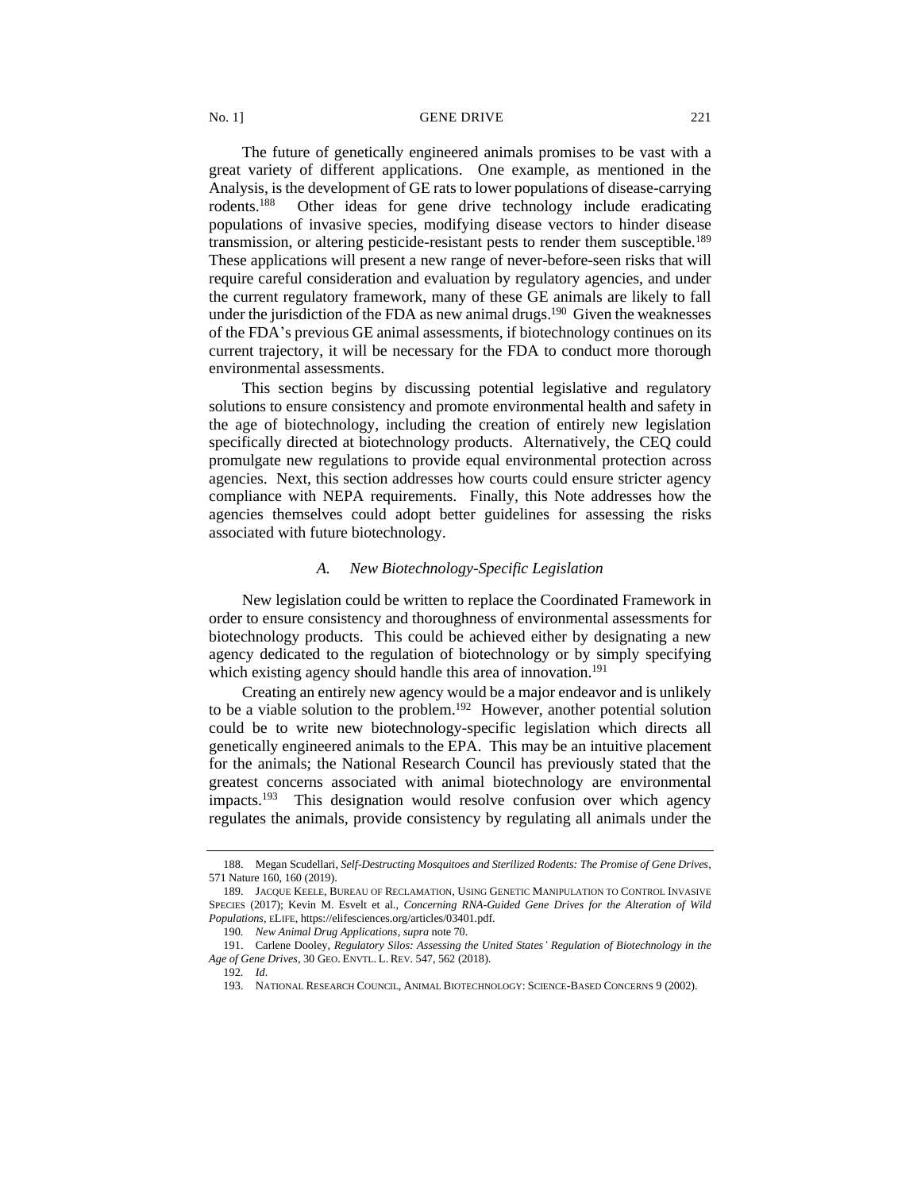The future of genetically engineered animals promises to be vast with a great variety of different applications. One example, as mentioned in the Analysis, is the development of GE rats to lower populations of disease-carrying rodents.[188] Other ideas for gene drive technology include eradicating populations of invasive species, modifying disease vectors to hinder disease transmission, or altering pesticide-resistant pests to render them susceptible.[189] These applications will present a new range of never-before-seen risks that will require careful consideration and evaluation by regulatory agencies, and under the current regulatory framework, many of these GE animals are likely to fall under the jurisdiction of the FDA as new animal drugs.[190] Given the weaknesses of the FDA's previous GE animal assessments, if biotechnology continues on its current trajectory, it will be necessary for the FDA to conduct more thorough environmental assessments.

This section begins by discussing potential legislative and regulatory solutions to ensure consistency and promote environmental health and safety in the age of biotechnology, including the creation of entirely new legislation specifically directed at biotechnology products. Alternatively, the CEQ could promulgate new regulations to provide equal environmental protection across agencies. Next, this section addresses how courts could ensure stricter agency compliance with NEPA requirements. Finally, this Note addresses how the agencies themselves could adopt better guidelines for assessing the risks associated with future biotechnology.

### *A. New Biotechnology-Specific Legislation*

New legislation could be written to replace the Coordinated Framework in order to ensure consistency and thoroughness of environmental assessments for biotechnology products. This could be achieved either by designating a new agency dedicated to the regulation of biotechnology or by simply specifying which existing agency should handle this area of innovation.[191]

Creating an entirely new agency would be a major endeavor and is unlikely to be a viable solution to the problem.[192] However, another potential solution could be to write new biotechnology-specific legislation which directs all genetically engineered animals to the EPA. This may be an intuitive placement for the animals; the National Research Council has previously stated that the greatest concerns associated with animal biotechnology are environmental impacts.[193] This designation would resolve confusion over which agency regulates the animals, provide consistency by regulating all animals under the

---

188. Megan Scudellari, *Self-Destructing Mosquitoes and Sterilized Rodents: The Promise of Gene Drives*, 571 Nature 160, 160 (2019).

189. JACQUE KEELE, BUREAU OF RECLAMATION, USING GENETIC MANIPULATION TO CONTROL INVASIVE SPECIES (2017); Kevin M. Esvelt et al., *Concerning RNA-Guided Gene Drives for the Alteration of Wild Populations*, ELIFE, https://elifesciences.org/articles/03401.pdf.

190. *New Animal Drug Applications*, *supra* note 70.

191. Carlene Dooley, *Regulatory Silos: Assessing the United States' Regulation of Biotechnology in the Age of Gene Drives*, 30 GEO. ENVTL. L. REV. 547, 562 (2018).

192. *Id*.

193. NATIONAL RESEARCH COUNCIL, ANIMAL BIOTECHNOLOGY: SCIENCE-BASED CONCERNS 9 (2002).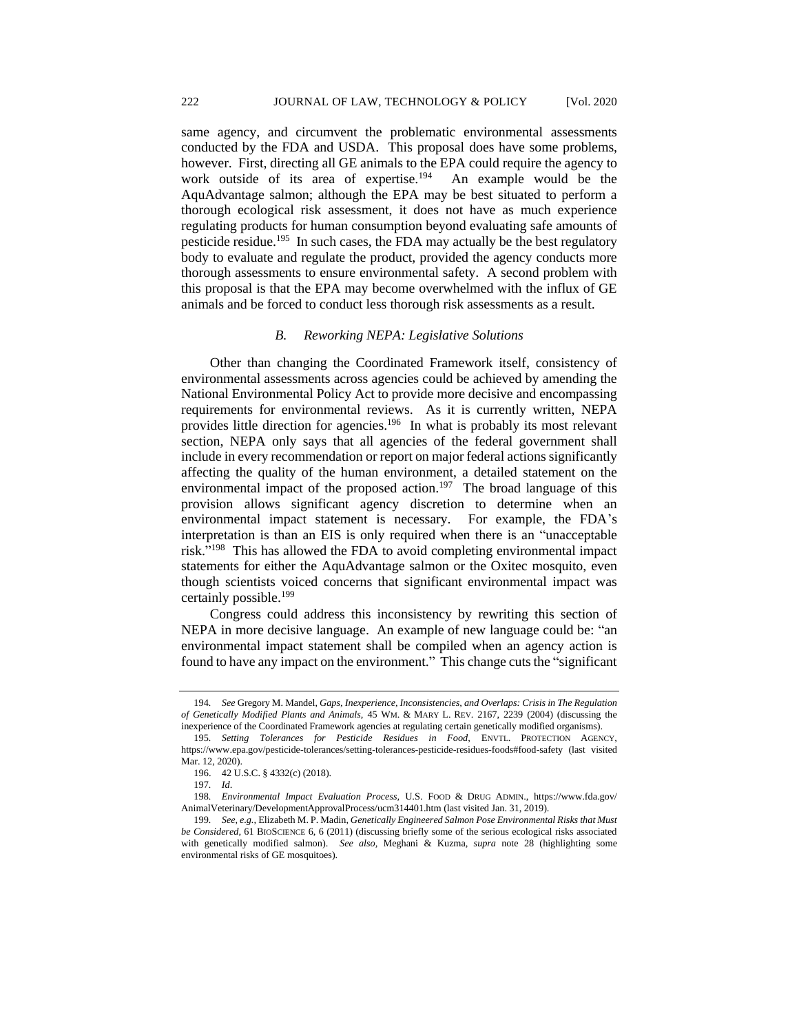same agency, and circumvent the problematic environmental assessments conducted by the FDA and USDA. This proposal does have some problems, however. First, directing all GE animals to the EPA could require the agency to work outside of its area of expertise.[194] An example would be the AquAdvantage salmon; although the EPA may be best situated to perform a thorough ecological risk assessment, it does not have as much experience regulating products for human consumption beyond evaluating safe amounts of pesticide residue.[195] In such cases, the FDA may actually be the best regulatory body to evaluate and regulate the product, provided the agency conducts more thorough assessments to ensure environmental safety. A second problem with this proposal is that the EPA may become overwhelmed with the influx of GE animals and be forced to conduct less thorough risk assessments as a result.

### *B. Reworking NEPA: Legislative Solutions*

Other than changing the Coordinated Framework itself, consistency of environmental assessments across agencies could be achieved by amending the National Environmental Policy Act to provide more decisive and encompassing requirements for environmental reviews. As it is currently written, NEPA provides little direction for agencies.[196] In what is probably its most relevant section, NEPA only says that all agencies of the federal government shall include in every recommendation or report on major federal actions significantly affecting the quality of the human environment, a detailed statement on the environmental impact of the proposed action.[197] The broad language of this provision allows significant agency discretion to determine when an environmental impact statement is necessary. For example, the FDA's interpretation is than an EIS is only required when there is an "unacceptable risk."[198] This has allowed the FDA to avoid completing environmental impact statements for either the AquAdvantage salmon or the Oxitec mosquito, even though scientists voiced concerns that significant environmental impact was certainly possible.[199]

Congress could address this inconsistency by rewriting this section of NEPA in more decisive language. An example of new language could be: "an environmental impact statement shall be compiled when an agency action is found to have any impact on the environment." This change cuts the "significant

---

194. *See* Gregory M. Mandel, *Gaps, Inexperience, Inconsistencies, and Overlaps: Crisis in The Regulation of Genetically Modified Plants and Animals*, 45 WM. & MARY L. REV. 2167, 2239 (2004) (discussing the inexperience of the Coordinated Framework agencies at regulating certain genetically modified organisms).

195. *Setting Tolerances for Pesticide Residues in Food*, ENVTL. PROTECTION AGENCY, https://www.epa.gov/pesticide-tolerances/setting-tolerances-pesticide-residues-foods#food-safety (last visited Mar. 12, 2020).

196. 42 U.S.C. § 4332(c) (2018).

197. *Id*.

198. *Environmental Impact Evaluation Process*, U.S. FOOD & DRUG ADMIN., https://www.fda.gov/AnimalVeterinary/DevelopmentApprovalProcess/ucm314401.htm (last visited Jan. 31, 2019).

199. *See, e.g.*, Elizabeth M. P. Madin, *Genetically Engineered Salmon Pose Environmental Risks that Must be Considered*, 61 BIOSCIENCE 6, 6 (2011) (discussing briefly some of the serious ecological risks associated with genetically modified salmon). *See also*, Meghani & Kuzma, *supra* note 28 (highlighting some environmental risks of GE mosquitoes).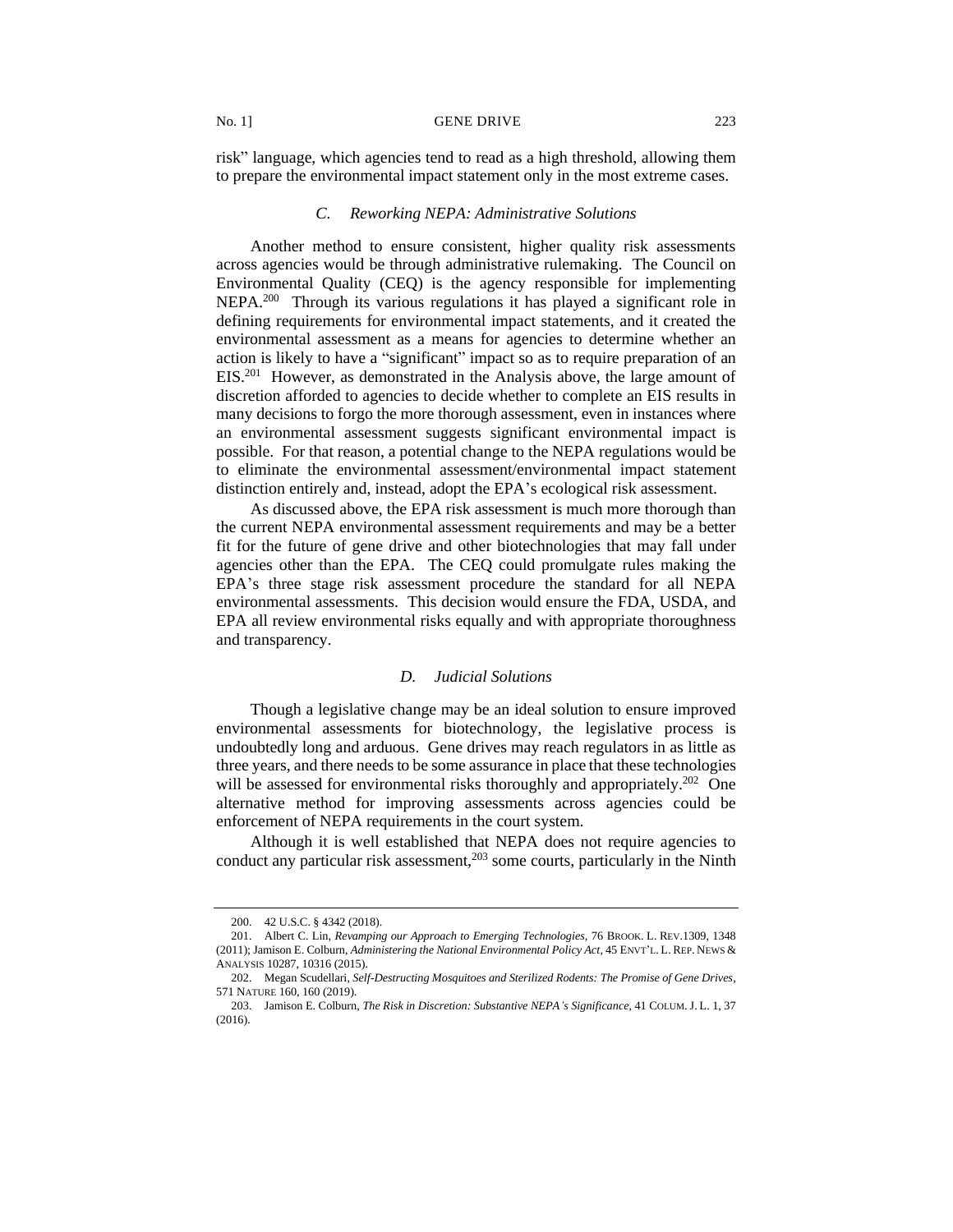risk" language, which agencies tend to read as a high threshold, allowing them to prepare the environmental impact statement only in the most extreme cases.

### *C. Reworking NEPA: Administrative Solutions*

Another method to ensure consistent, higher quality risk assessments across agencies would be through administrative rulemaking. The Council on Environmental Quality (CEQ) is the agency responsible for implementing NEPA.[200] Through its various regulations it has played a significant role in defining requirements for environmental impact statements, and it created the environmental assessment as a means for agencies to determine whether an action is likely to have a "significant" impact so as to require preparation of an EIS.[201] However, as demonstrated in the Analysis above, the large amount of discretion afforded to agencies to decide whether to complete an EIS results in many decisions to forgo the more thorough assessment, even in instances where an environmental assessment suggests significant environmental impact is possible. For that reason, a potential change to the NEPA regulations would be to eliminate the environmental assessment/environmental impact statement distinction entirely and, instead, adopt the EPA's ecological risk assessment.

As discussed above, the EPA risk assessment is much more thorough than the current NEPA environmental assessment requirements and may be a better fit for the future of gene drive and other biotechnologies that may fall under agencies other than the EPA. The CEQ could promulgate rules making the EPA's three stage risk assessment procedure the standard for all NEPA environmental assessments. This decision would ensure the FDA, USDA, and EPA all review environmental risks equally and with appropriate thoroughness and transparency.

### *D. Judicial Solutions*

Though a legislative change may be an ideal solution to ensure improved environmental assessments for biotechnology, the legislative process is undoubtedly long and arduous. Gene drives may reach regulators in as little as three years, and there needs to be some assurance in place that these technologies will be assessed for environmental risks thoroughly and appropriately.[202] One alternative method for improving assessments across agencies could be enforcement of NEPA requirements in the court system.

Although it is well established that NEPA does not require agencies to conduct any particular risk assessment,[203] some courts, particularly in the Ninth

---

200. 42 U.S.C. § 4342 (2018).

201. Albert C. Lin, *Revamping our Approach to Emerging Technologies*, 76 BROOK. L. REV.1309, 1348 (2011); Jamison E. Colburn, *Administering the National Environmental Policy Act*, 45 ENVT'L. L. REP. NEWS & ANALYSIS 10287, 10316 (2015).

202. Megan Scudellari, *Self-Destructing Mosquitoes and Sterilized Rodents: The Promise of Gene Drives*, 571 NATURE 160, 160 (2019).

203. Jamison E. Colburn, *The Risk in Discretion: Substantive NEPA's Significance*, 41 COLUM. J. L. 1, 37 (2016).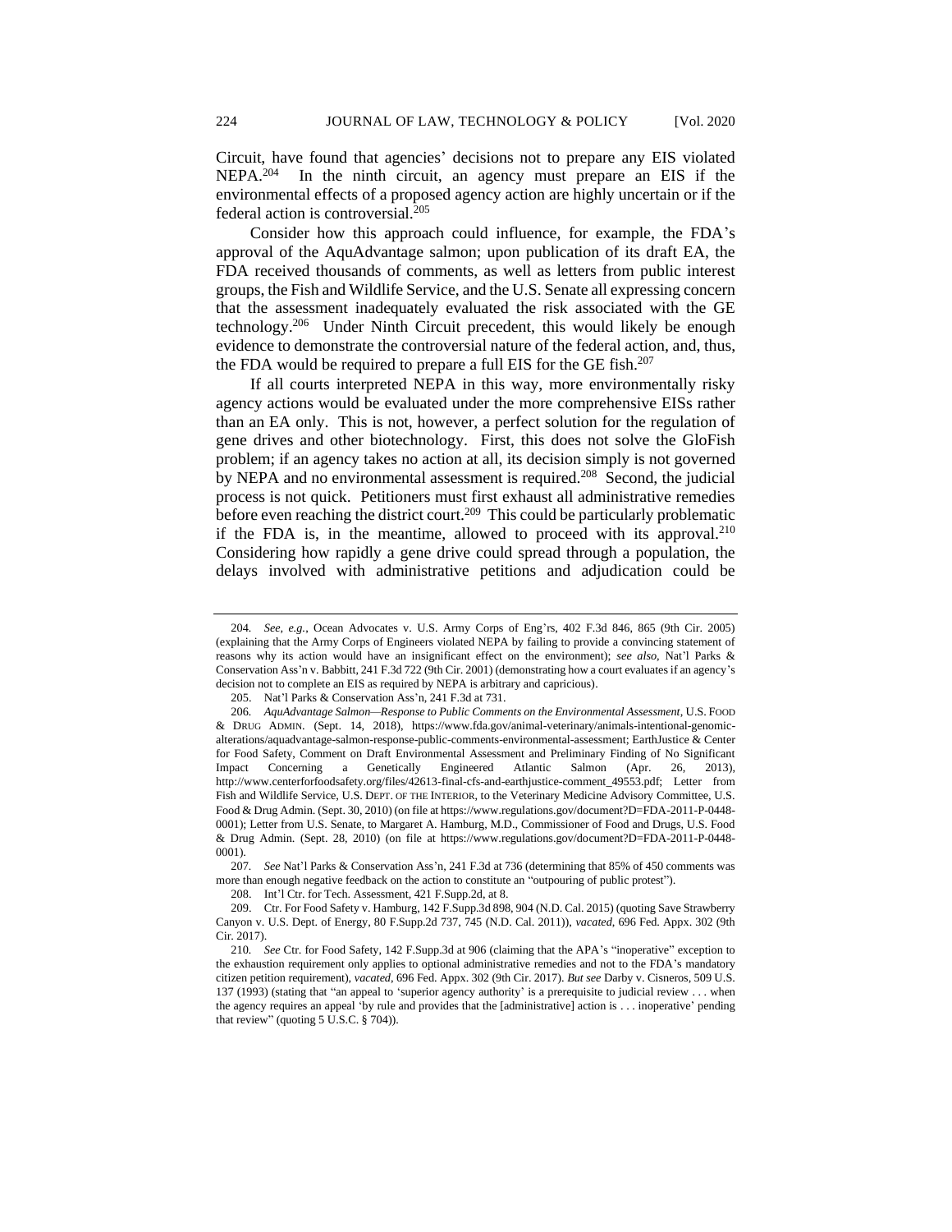Circuit, have found that agencies' decisions not to prepare any EIS violated NEPA.[204] In the ninth circuit, an agency must prepare an EIS if the environmental effects of a proposed agency action are highly uncertain or if the federal action is controversial.[205]

Consider how this approach could influence, for example, the FDA's approval of the AquAdvantage salmon; upon publication of its draft EA, the FDA received thousands of comments, as well as letters from public interest groups, the Fish and Wildlife Service, and the U.S. Senate all expressing concern that the assessment inadequately evaluated the risk associated with the GE technology.[206] Under Ninth Circuit precedent, this would likely be enough evidence to demonstrate the controversial nature of the federal action, and, thus, the FDA would be required to prepare a full EIS for the GE fish.[207]

If all courts interpreted NEPA in this way, more environmentally risky agency actions would be evaluated under the more comprehensive EISs rather than an EA only. This is not, however, a perfect solution for the regulation of gene drives and other biotechnology. First, this does not solve the GloFish problem; if an agency takes no action at all, its decision simply is not governed by NEPA and no environmental assessment is required.[208] Second, the judicial process is not quick. Petitioners must first exhaust all administrative remedies before even reaching the district court.[209] This could be particularly problematic if the FDA is, in the meantime, allowed to proceed with its approval.[210] Considering how rapidly a gene drive could spread through a population, the delays involved with administrative petitions and adjudication could be

---

204. *See, e.g.*, Ocean Advocates v. U.S. Army Corps of Eng'rs, 402 F.3d 846, 865 (9th Cir. 2005) (explaining that the Army Corps of Engineers violated NEPA by failing to provide a convincing statement of reasons why its action would have an insignificant effect on the environment); *see also*, Nat'l Parks & Conservation Ass'n v. Babbitt, 241 F.3d 722 (9th Cir. 2001) (demonstrating how a court evaluates if an agency's decision not to complete an EIS as required by NEPA is arbitrary and capricious).

205. Nat'l Parks & Conservation Ass'n, 241 F.3d at 731.

206. *AquAdvantage Salmon—Response to Public Comments on the Environmental Assessment*, U.S. FOOD & DRUG ADMIN. (Sept. 14, 2018), https://www.fda.gov/animal-veterinary/animals-intentional-genomic-alterations/aquadvantage-salmon-response-public-comments-environmental-assessment; EarthJustice & Center for Food Safety, Comment on Draft Environmental Assessment and Preliminary Finding of No Significant Impact Concerning a Genetically Engineered Atlantic Salmon (Apr. 26, 2013), http://www.centerforfoodsafety.org/files/42613-final-cfs-and-earthjustice-comment_49553.pdf; Letter from Fish and Wildlife Service, U.S. DEPT. OF THE INTERIOR, to the Veterinary Medicine Advisory Committee, U.S. Food & Drug Admin. (Sept. 30, 2010) (on file at https://www.regulations.gov/document?D=FDA-2011-P-0448-0001); Letter from U.S. Senate, to Margaret A. Hamburg, M.D., Commissioner of Food and Drugs, U.S. Food & Drug Admin. (Sept. 28, 2010) (on file at https://www.regulations.gov/document?D=FDA-2011-P-0448-0001).

207. *See* Nat'l Parks & Conservation Ass'n, 241 F.3d at 736 (determining that 85% of 450 comments was more than enough negative feedback on the action to constitute an "outpouring of public protest").

208. Int'l Ctr. for Tech. Assessment, 421 F.Supp.2d, at 8.

209. Ctr. For Food Safety v. Hamburg, 142 F.Supp.3d 898, 904 (N.D. Cal. 2015) (quoting Save Strawberry Canyon v. U.S. Dept. of Energy, 80 F.Supp.2d 737, 745 (N.D. Cal. 2011)), *vacated*, 696 Fed. Appx. 302 (9th Cir. 2017).

210. *See* Ctr. for Food Safety, 142 F.Supp.3d at 906 (claiming that the APA's "inoperative" exception to the exhaustion requirement only applies to optional administrative remedies and not to the FDA's mandatory citizen petition requirement), *vacated*, 696 Fed. Appx. 302 (9th Cir. 2017). *But see* Darby v. Cisneros, 509 U.S. 137 (1993) (stating that "an appeal to 'superior agency authority' is a prerequisite to judicial review . . . when the agency requires an appeal 'by rule and provides that the [administrative] action is . . . inoperative' pending that review" (quoting 5 U.S.C. § 704)).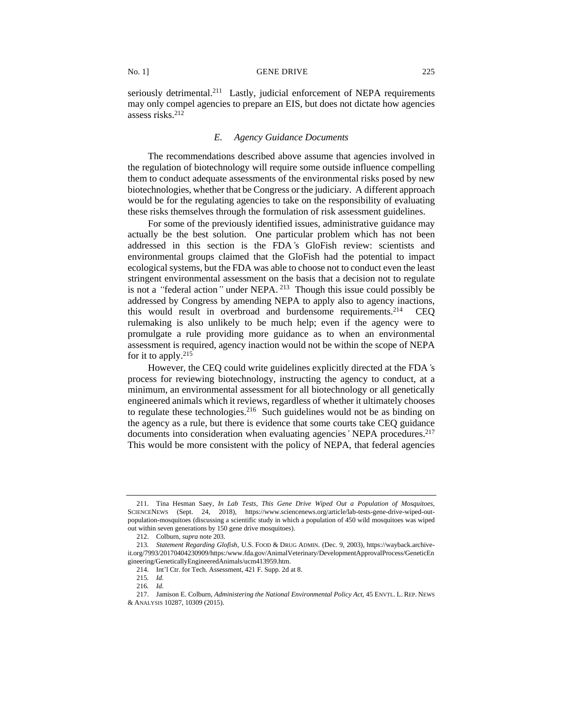seriously detrimental.[211] Lastly, judicial enforcement of NEPA requirements may only compel agencies to prepare an EIS, but does not dictate how agencies assess risks.[212]

### *E. Agency Guidance Documents*

The recommendations described above assume that agencies involved in the regulation of biotechnology will require some outside influence compelling them to conduct adequate assessments of the environmental risks posed by new biotechnologies, whether that be Congress or the judiciary. A different approach would be for the regulating agencies to take on the responsibility of evaluating these risks themselves through the formulation of risk assessment guidelines.

For some of the previously identified issues, administrative guidance may actually be the best solution. One particular problem which has not been addressed in this section is the FDA's GloFish review: scientists and environmental groups claimed that the GloFish had the potential to impact ecological systems, but the FDA was able to choose not to conduct even the least stringent environmental assessment on the basis that a decision not to regulate is not a "federal action" under NEPA.[213] Though this issue could possibly be addressed by Congress by amending NEPA to apply also to agency inactions, this would result in overbroad and burdensome requirements.[214] CEQ rulemaking is also unlikely to be much help; even if the agency were to promulgate a rule providing more guidance as to when an environmental assessment is required, agency inaction would not be within the scope of NEPA for it to apply.[215]

However, the CEQ could write guidelines explicitly directed at the FDA's process for reviewing biotechnology, instructing the agency to conduct, at a minimum, an environmental assessment for all biotechnology or all genetically engineered animals which it reviews, regardless of whether it ultimately chooses to regulate these technologies.[216] Such guidelines would not be as binding on the agency as a rule, but there is evidence that some courts take CEQ guidance documents into consideration when evaluating agencies' NEPA procedures.[217] This would be more consistent with the policy of NEPA, that federal agencies

---

211. Tina Hesman Saey, *In Lab Tests, This Gene Drive Wiped Out a Population of Mosquitoes*, SCIENCENEWS (Sept. 24, 2018), https://www.sciencenews.org/article/lab-tests-gene-drive-wiped-out-population-mosquitoes (discussing a scientific study in which a population of 450 wild mosquitoes was wiped out within seven generations by 150 gene drive mosquitoes).

212. Colburn, *supra* note 203.

213. *Statement Regarding Glofish*, U.S. FOOD & DRUG ADMIN. (Dec. 9, 2003), https://wayback.archive-it.org/7993/20170404230909/https:/www.fda.gov/AnimalVeterinary/DevelopmentApprovalProcess/GeneticEngineering/GeneticallyEngineeredAnimals/ucm413959.htm.

214. Int'l Ctr. for Tech. Assessment, 421 F. Supp. 2d at 8.

215. *Id.*

216. *Id.*

217. Jamison E. Colburn, *Administering the National Environmental Policy Act*, 45 ENVTL. L. REP. NEWS & ANALYSIS 10287, 10309 (2015).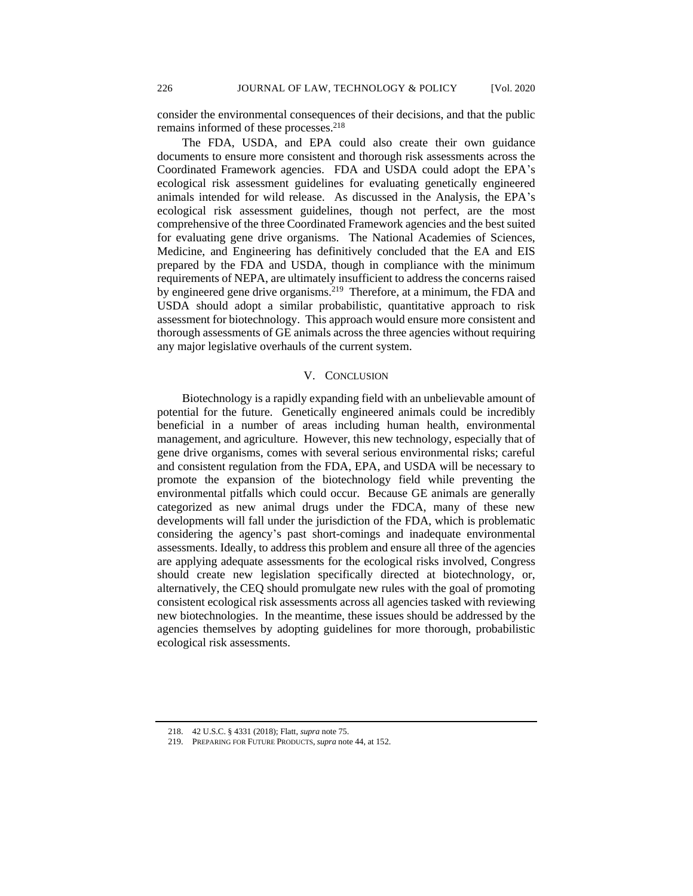consider the environmental consequences of their decisions, and that the public remains informed of these processes.[218]

The FDA, USDA, and EPA could also create their own guidance documents to ensure more consistent and thorough risk assessments across the Coordinated Framework agencies. FDA and USDA could adopt the EPA's ecological risk assessment guidelines for evaluating genetically engineered animals intended for wild release. As discussed in the Analysis, the EPA's ecological risk assessment guidelines, though not perfect, are the most comprehensive of the three Coordinated Framework agencies and the best suited for evaluating gene drive organisms. The National Academies of Sciences, Medicine, and Engineering has definitively concluded that the EA and EIS prepared by the FDA and USDA, though in compliance with the minimum requirements of NEPA, are ultimately insufficient to address the concerns raised by engineered gene drive organisms.[219] Therefore, at a minimum, the FDA and USDA should adopt a similar probabilistic, quantitative approach to risk assessment for biotechnology. This approach would ensure more consistent and thorough assessments of GE animals across the three agencies without requiring any major legislative overhauls of the current system.

## V. Conclusion

Biotechnology is a rapidly expanding field with an unbelievable amount of potential for the future. Genetically engineered animals could be incredibly beneficial in a number of areas including human health, environmental management, and agriculture. However, this new technology, especially that of gene drive organisms, comes with several serious environmental risks; careful and consistent regulation from the FDA, EPA, and USDA will be necessary to promote the expansion of the biotechnology field while preventing the environmental pitfalls which could occur. Because GE animals are generally categorized as new animal drugs under the FDCA, many of these new developments will fall under the jurisdiction of the FDA, which is problematic considering the agency's past short-comings and inadequate environmental assessments. Ideally, to address this problem and ensure all three of the agencies are applying adequate assessments for the ecological risks involved, Congress should create new legislation specifically directed at biotechnology, or, alternatively, the CEQ should promulgate new rules with the goal of promoting consistent ecological risk assessments across all agencies tasked with reviewing new biotechnologies. In the meantime, these issues should be addressed by the agencies themselves by adopting guidelines for more thorough, probabilistic ecological risk assessments.

---

218. 42 U.S.C. § 4331 (2018); Flatt, *supra* note 75.

219. PREPARING FOR FUTURE PRODUCTS, *supra* note 44, at 152.